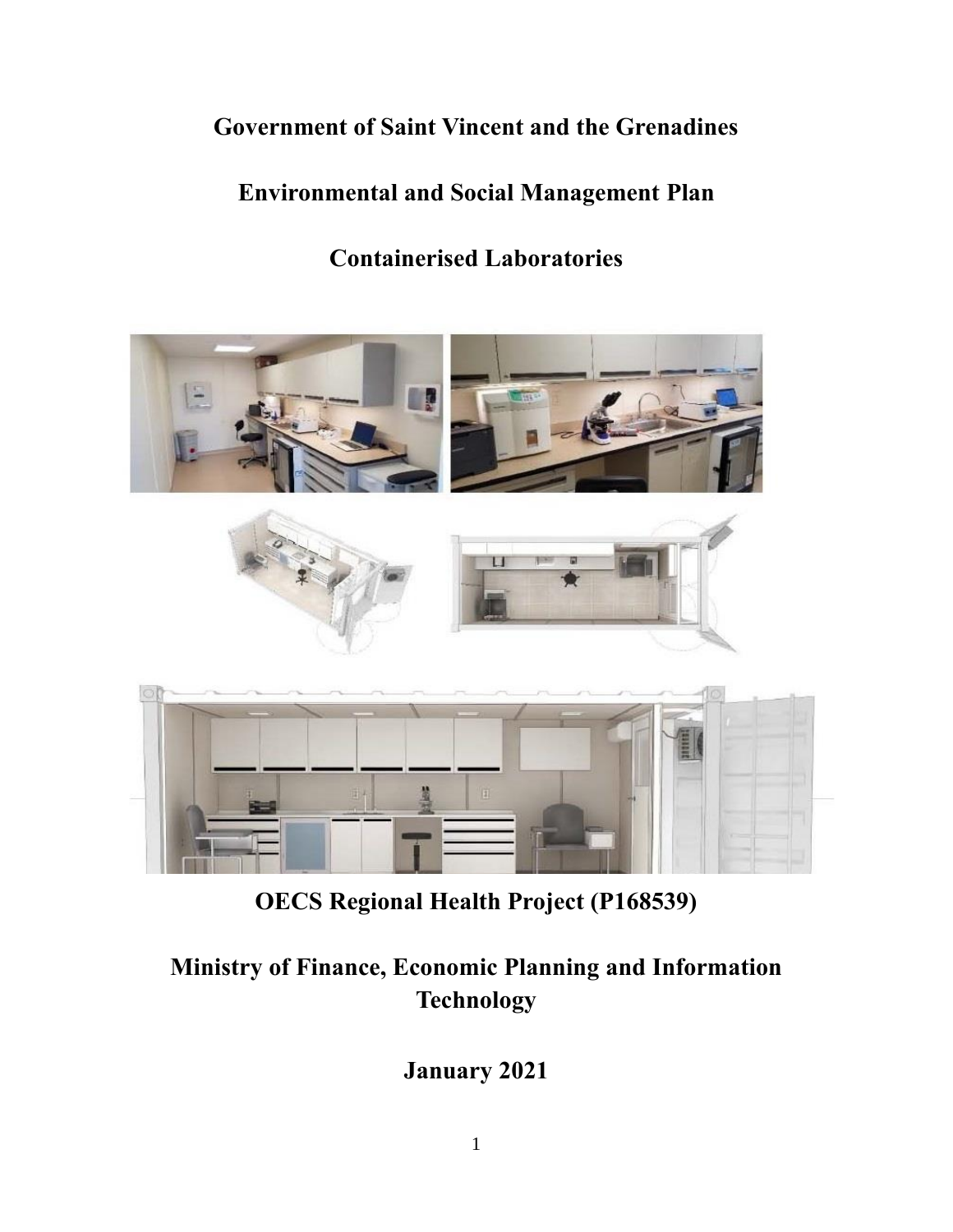# Government of Saint Vincent and the Grenadines

# Environmental and Social Management Plan

# Containerised Laboratories

**OECS Regional Health Project (P168539)**

**Ministry of Finance, Economic Planning and Information Technology**

**January 2021**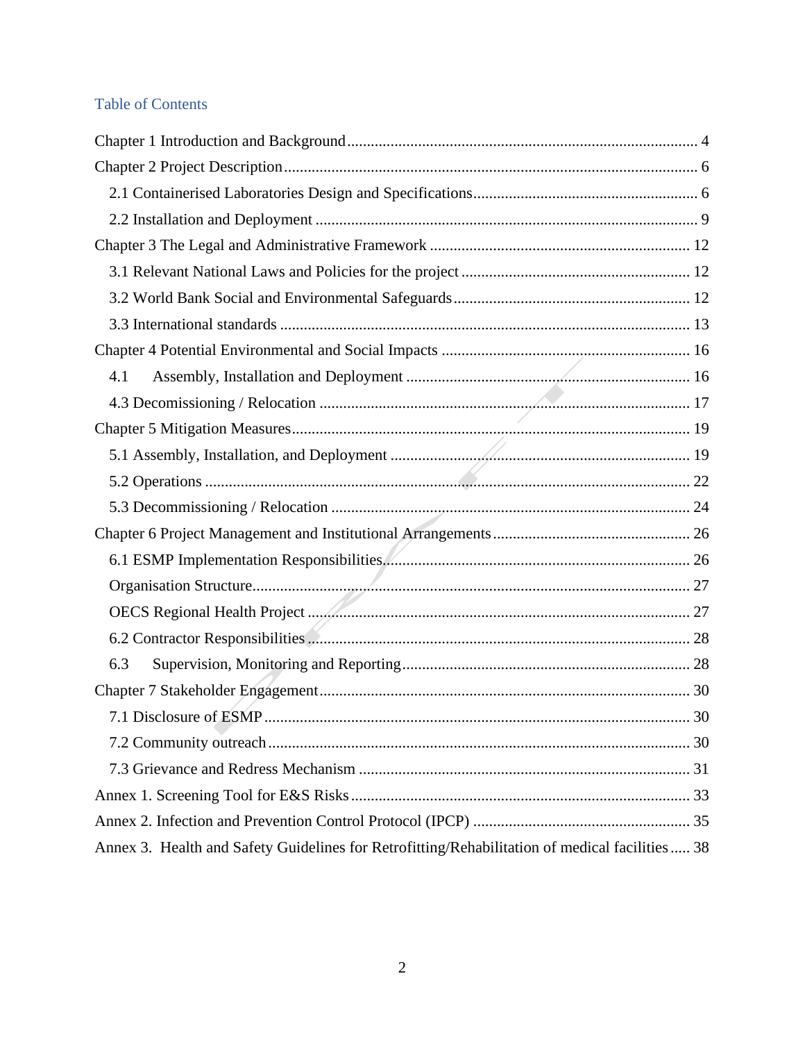# Table of Contents

Chapter 1 Introduction and Background ........ 4

Chapter 2 Project Description ........ 6

- 2.1 Containerised Laboratories Design and Specifications ........ 6
- 2.2 Installation and Deployment ........ 9

Chapter 3 The Legal and Administrative Framework ........ 12

- 3.1 Relevant National Laws and Policies for the project ........ 12
- 3.2 World Bank Social and Environmental Safeguards ........ 12
- 3.3 International standards ........ 13

Chapter 4 Potential Environmental and Social Impacts ........ 16

- 4.1 Assembly, Installation and Deployment ........ 16
- 4.3 Decomissioning / Relocation ........ 17

Chapter 5 Mitigation Measures ........ 19

- 5.1 Assembly, Installation, and Deployment ........ 19
- 5.2 Operations ........ 22
- 5.3 Decommissioning / Relocation ........ 24

Chapter 6 Project Management and Institutional Arrangements ........ 26

- 6.1 ESMP Implementation Responsibilities ........ 26
- Organisation Structure ........ 27
- OECS Regional Health Project ........ 27
- 6.2 Contractor Responsibilities ........ 28
- 6.3 Supervision, Monitoring and Reporting ........ 28

Chapter 7 Stakeholder Engagement ........ 30

- 7.1 Disclosure of ESMP ........ 30
- 7.2 Community outreach ........ 30
- 7.3 Grievance and Redress Mechanism ........ 31

Annex 1. Screening Tool for E&S Risks ........ 33

Annex 2. Infection and Prevention Control Protocol (IPCP) ........ 35

Annex 3. Health and Safety Guidelines for Retrofitting/Rehabilitation of medical facilities ........ 38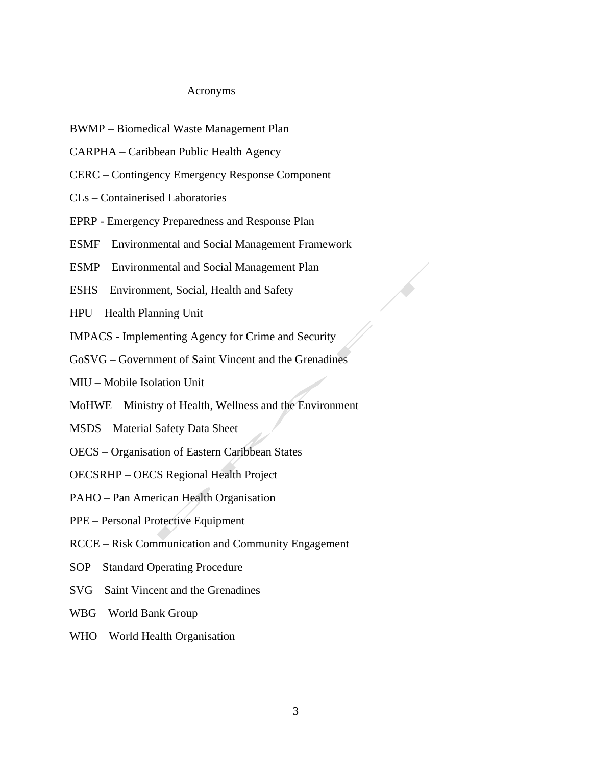# Acronyms

BWMP – Biomedical Waste Management Plan

CARPHA – Caribbean Public Health Agency

CERC – Contingency Emergency Response Component

CLs – Containerised Laboratories

EPRP - Emergency Preparedness and Response Plan

ESMF – Environmental and Social Management Framework

ESMP – Environmental and Social Management Plan

ESHS – Environment, Social, Health and Safety

HPU – Health Planning Unit

IMPACS - Implementing Agency for Crime and Security

GoSVG – Government of Saint Vincent and the Grenadines

MIU – Mobile Isolation Unit

MoHWE – Ministry of Health, Wellness and the Environment

MSDS – Material Safety Data Sheet

OECS – Organisation of Eastern Caribbean States

OECSRHP – OECS Regional Health Project

PAHO – Pan American Health Organisation

PPE – Personal Protective Equipment

RCCE – Risk Communication and Community Engagement

SOP – Standard Operating Procedure

SVG – Saint Vincent and the Grenadines

WBG – World Bank Group

WHO – World Health Organisation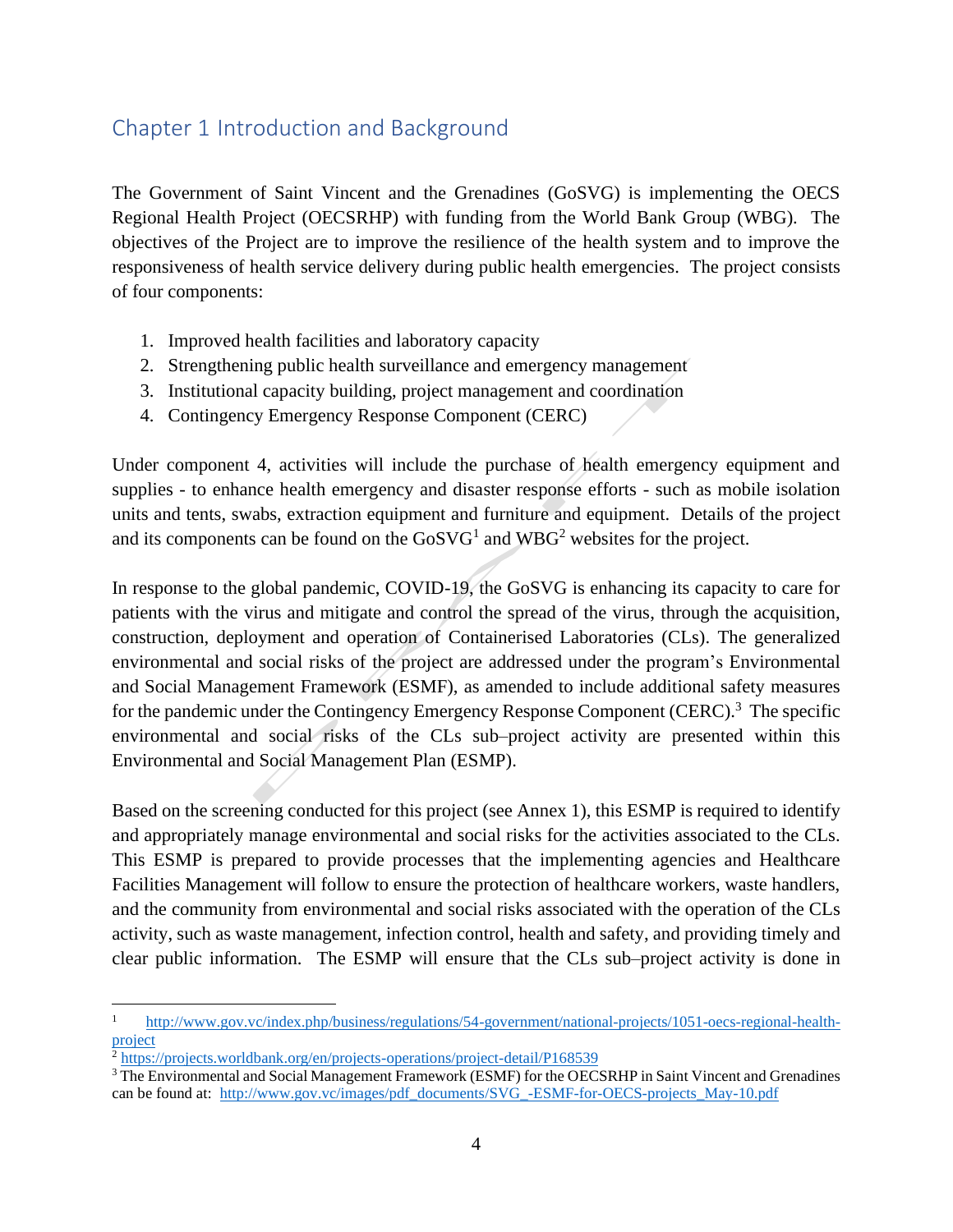# Chapter 1 Introduction and Background

The Government of Saint Vincent and the Grenadines (GoSVG) is implementing the OECS Regional Health Project (OECSRHP) with funding from the World Bank Group (WBG). The objectives of the Project are to improve the resilience of the health system and to improve the responsiveness of health service delivery during public health emergencies. The project consists of four components:

1. Improved health facilities and laboratory capacity
2. Strengthening public health surveillance and emergency management
3. Institutional capacity building, project management and coordination
4. Contingency Emergency Response Component (CERC)

Under component 4, activities will include the purchase of health emergency equipment and supplies - to enhance health emergency and disaster response efforts - such as mobile isolation units and tents, swabs, extraction equipment and furniture and equipment. Details of the project and its components can be found on the GoSVG[1] and WBG[2] websites for the project.

In response to the global pandemic, COVID-19, the GoSVG is enhancing its capacity to care for patients with the virus and mitigate and control the spread of the virus, through the acquisition, construction, deployment and operation of Containerised Laboratories (CLs). The generalized environmental and social risks of the project are addressed under the program's Environmental and Social Management Framework (ESMF), as amended to include additional safety measures for the pandemic under the Contingency Emergency Response Component (CERC).[3] The specific environmental and social risks of the CLs sub–project activity are presented within this Environmental and Social Management Plan (ESMP).

Based on the screening conducted for this project (see Annex 1), this ESMP is required to identify and appropriately manage environmental and social risks for the activities associated to the CLs. This ESMP is prepared to provide processes that the implementing agencies and Healthcare Facilities Management will follow to ensure the protection of healthcare workers, waste handlers, and the community from environmental and social risks associated with the operation of the CLs activity, such as waste management, infection control, health and safety, and providing timely and clear public information. The ESMP will ensure that the CLs sub–project activity is done in

---

[1] http://www.gov.vc/index.php/business/regulations/54-government/national-projects/1051-oecs-regional-health-project

[2] https://projects.worldbank.org/en/projects-operations/project-detail/P168539

[3] The Environmental and Social Management Framework (ESMF) for the OECSRHP in Saint Vincent and Grenadines can be found at: http://www.gov.vc/images/pdf_documents/SVG_-ESMF-for-OECS-projects_May-10.pdf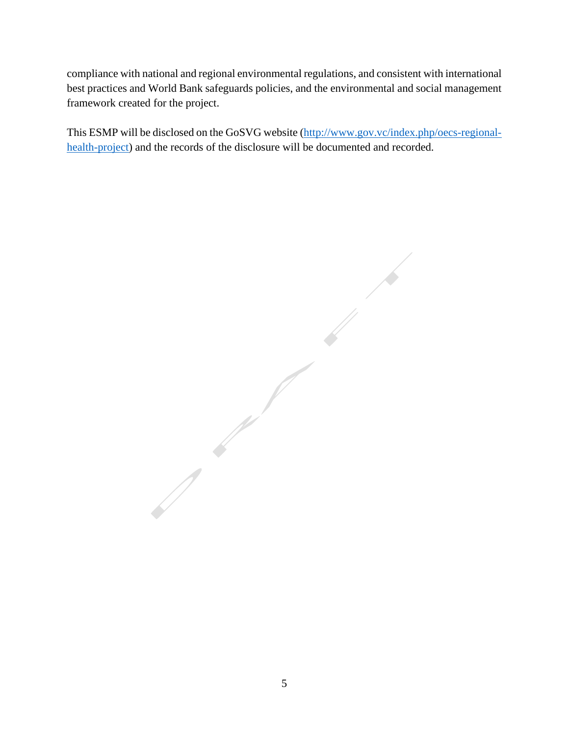compliance with national and regional environmental regulations, and consistent with international best practices and World Bank safeguards policies, and the environmental and social management framework created for the project.

This ESMP will be disclosed on the GoSVG website ([http://www.gov.vc/index.php/oecs-regional-health-project](http://www.gov.vc/index.php/oecs-regional-health-project)) and the records of the disclosure will be documented and recorded.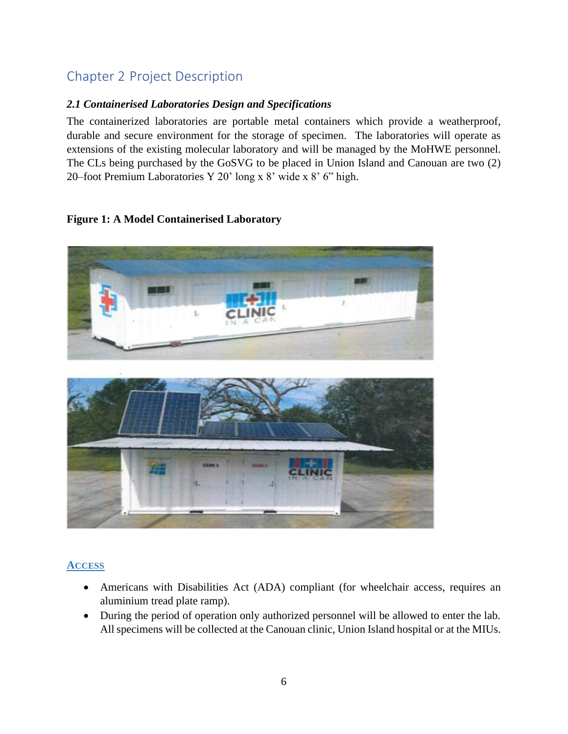# Chapter 2 Project Description

### *2.1 Containerised Laboratories Design and Specifications*

The containerized laboratories are portable metal containers which provide a weatherproof, durable and secure environment for the storage of specimen. The laboratories will operate as extensions of the existing molecular laboratory and will be managed by the MoHWE personnel. The CLs being purchased by the GoSVG to be placed in Union Island and Canouan are two (2) 20–foot Premium Laboratories Y 20' long x 8' wide x 8' 6" high.

**Figure 1: A Model Containerised Laboratory**

**ACCESS**

- Americans with Disabilities Act (ADA) compliant (for wheelchair access, requires an aluminium tread plate ramp).
- During the period of operation only authorized personnel will be allowed to enter the lab. All specimens will be collected at the Canouan clinic, Union Island hospital or at the MIUs.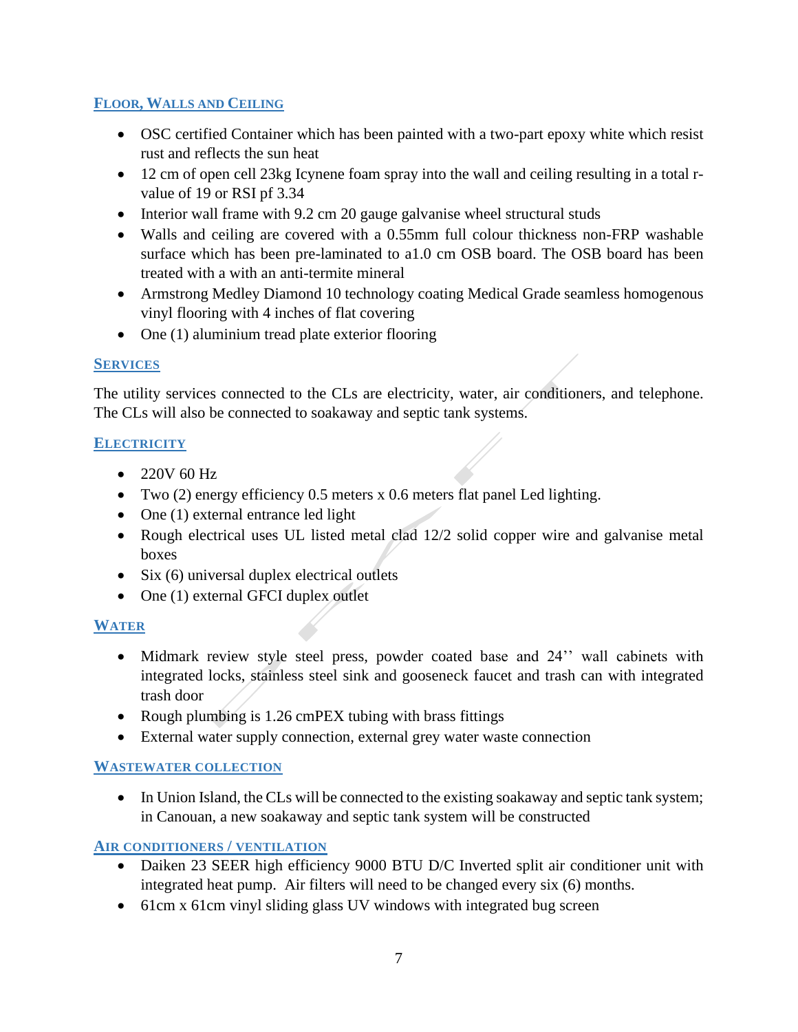## Floor, Walls and Ceiling

- OSC certified Container which has been painted with a two-part epoxy white which resist rust and reflects the sun heat
- 12 cm of open cell 23kg Icynene foam spray into the wall and ceiling resulting in a total r-value of 19 or RSI pf 3.34
- Interior wall frame with 9.2 cm 20 gauge galvanise wheel structural studs
- Walls and ceiling are covered with a 0.55mm full colour thickness non-FRP washable surface which has been pre-laminated to a1.0 cm OSB board. The OSB board has been treated with a with an anti-termite mineral
- Armstrong Medley Diamond 10 technology coating Medical Grade seamless homogenous vinyl flooring with 4 inches of flat covering
- One (1) aluminium tread plate exterior flooring

## Services

The utility services connected to the CLs are electricity, water, air conditioners, and telephone. The CLs will also be connected to soakaway and septic tank systems.

## Electricity

- 220V 60 Hz
- Two (2) energy efficiency 0.5 meters x 0.6 meters flat panel Led lighting.
- One (1) external entrance led light
- Rough electrical uses UL listed metal clad 12/2 solid copper wire and galvanise metal boxes
- Six (6) universal duplex electrical outlets
- One (1) external GFCI duplex outlet

## Water

- Midmark review style steel press, powder coated base and 24'' wall cabinets with integrated locks, stainless steel sink and gooseneck faucet and trash can with integrated trash door
- Rough plumbing is 1.26 cmPEX tubing with brass fittings
- External water supply connection, external grey water waste connection

## Wastewater Collection

- In Union Island, the CLs will be connected to the existing soakaway and septic tank system; in Canouan, a new soakaway and septic tank system will be constructed

## Air Conditioners / Ventilation

- Daiken 23 SEER high efficiency 9000 BTU D/C Inverted split air conditioner unit with integrated heat pump. Air filters will need to be changed every six (6) months.
- 61cm x 61cm vinyl sliding glass UV windows with integrated bug screen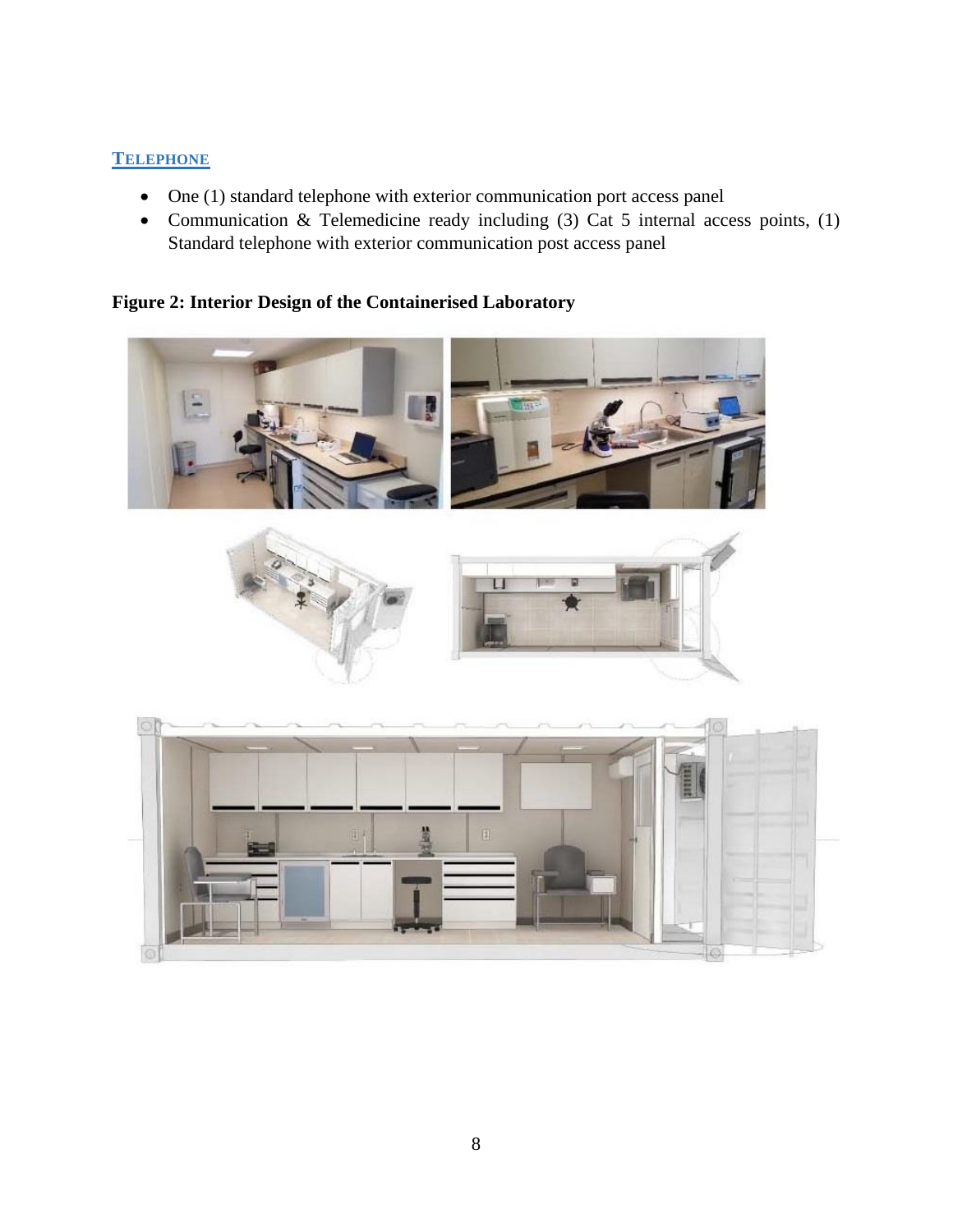### TELEPHONE

- One (1) standard telephone with exterior communication port access panel
- Communication & Telemedicine ready including (3) Cat 5 internal access points, (1) Standard telephone with exterior communication post access panel

**Figure 2: Interior Design of the Containerised Laboratory**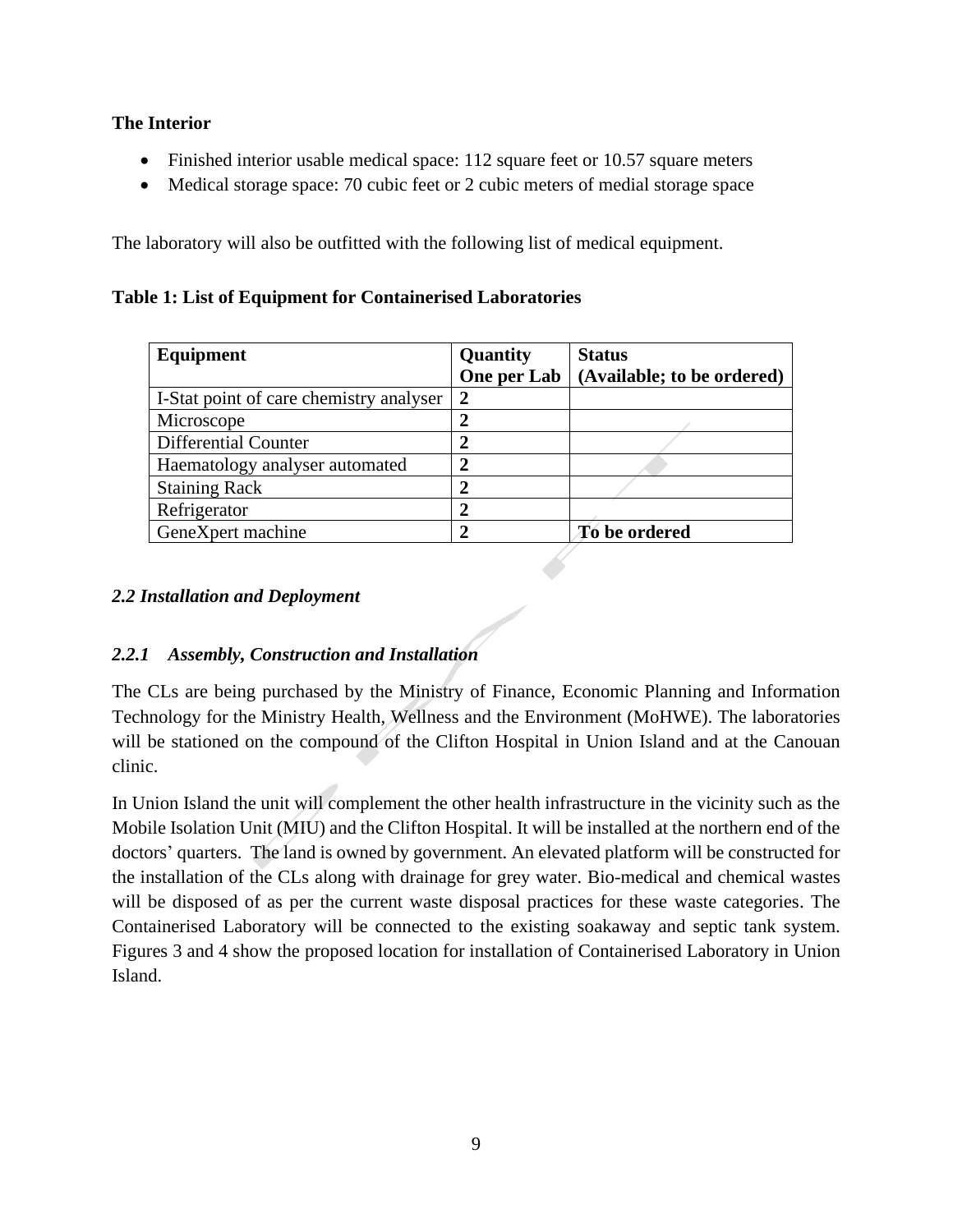**The Interior**

- Finished interior usable medical space: 112 square feet or 10.57 square meters
- Medical storage space: 70 cubic feet or 2 cubic meters of medial storage space

The laboratory will also be outfitted with the following list of medical equipment.

**Table 1: List of Equipment for Containerised Laboratories**

| Equipment | Quantity One per Lab | Status (Available; to be ordered) |
|---|---|---|
| I-Stat point of care chemistry analyser | **2** | |
| Microscope | **2** | |
| Differential Counter | **2** | |
| Haematology analyser automated | **2** | |
| Staining Rack | **2** | |
| Refrigerator | **2** | |
| GeneXpert machine | **2** | **To be ordered** |

### *2.2 Installation and Deployment*

#### *2.2.1 Assembly, Construction and Installation*

The CLs are being purchased by the Ministry of Finance, Economic Planning and Information Technology for the Ministry Health, Wellness and the Environment (MoHWE). The laboratories will be stationed on the compound of the Clifton Hospital in Union Island and at the Canouan clinic.

In Union Island the unit will complement the other health infrastructure in the vicinity such as the Mobile Isolation Unit (MIU) and the Clifton Hospital. It will be installed at the northern end of the doctors' quarters. The land is owned by government. An elevated platform will be constructed for the installation of the CLs along with drainage for grey water. Bio-medical and chemical wastes will be disposed of as per the current waste disposal practices for these waste categories. The Containerised Laboratory will be connected to the existing soakaway and septic tank system. Figures 3 and 4 show the proposed location for installation of Containerised Laboratory in Union Island.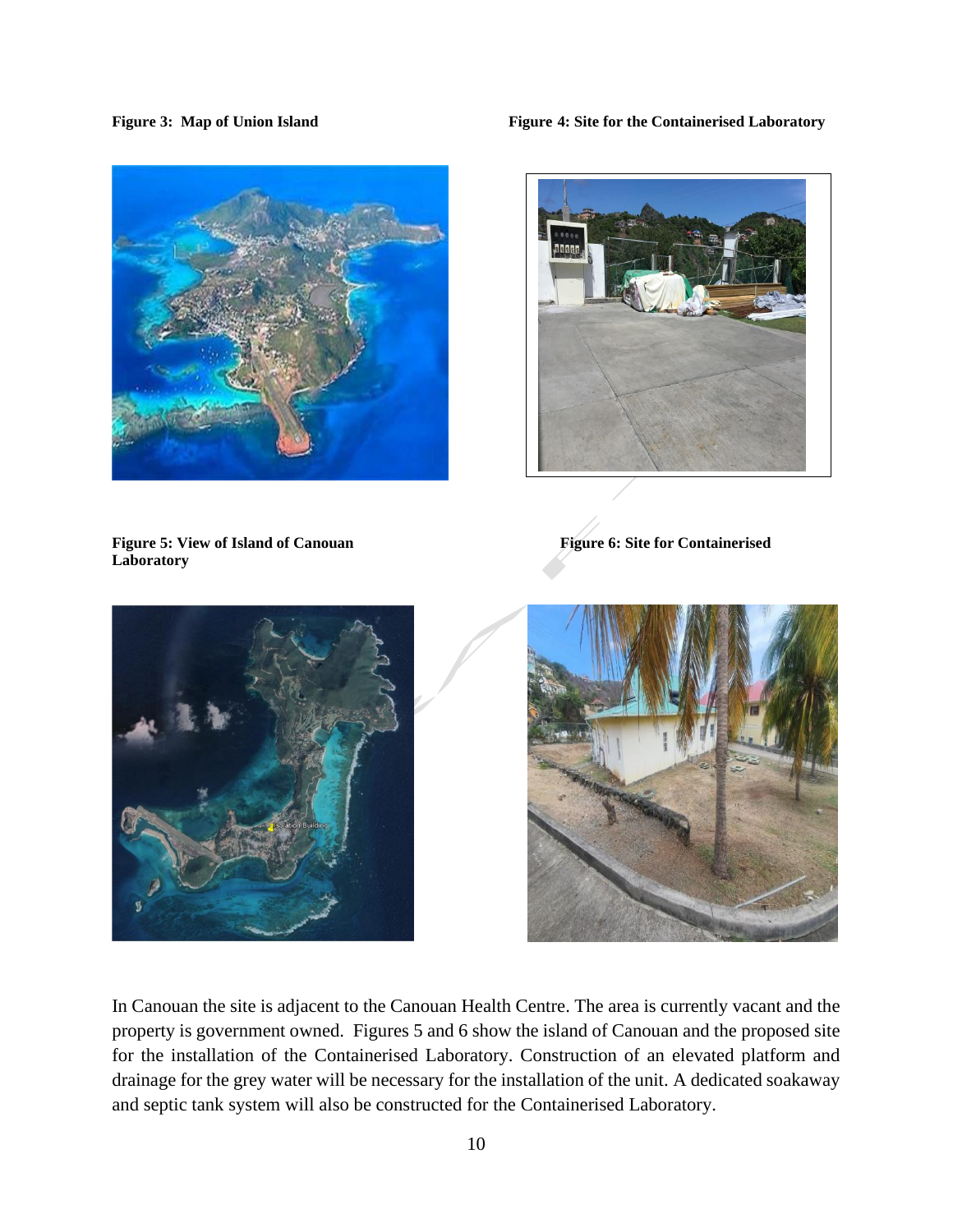**Figure 3: Map of Union Island**

**Figure 4: Site for the Containerised Laboratory**

**Figure 5: View of Island of Canouan**

**Figure 6: Site for Containerised Laboratory**

In Canouan the site is adjacent to the Canouan Health Centre. The area is currently vacant and the property is government owned. Figures 5 and 6 show the island of Canouan and the proposed site for the installation of the Containerised Laboratory. Construction of an elevated platform and drainage for the grey water will be necessary for the installation of the unit. A dedicated soakaway and septic tank system will also be constructed for the Containerised Laboratory.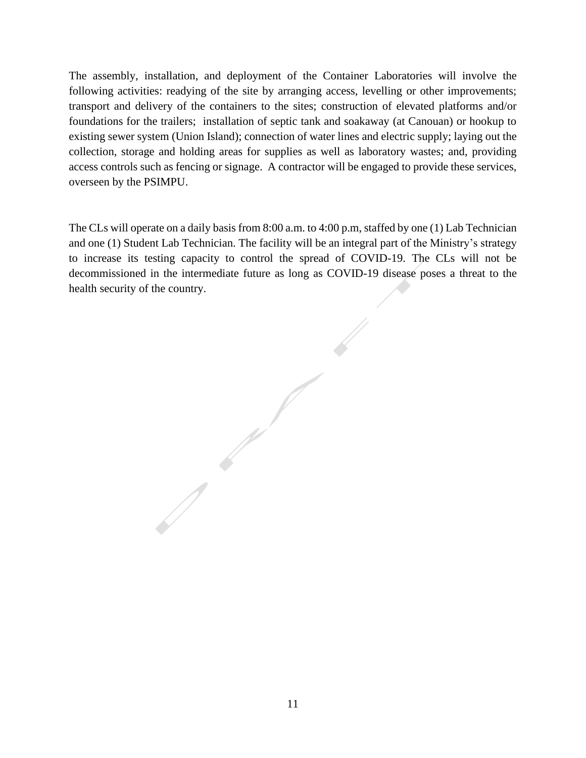The assembly, installation, and deployment of the Container Laboratories will involve the following activities: readying of the site by arranging access, levelling or other improvements; transport and delivery of the containers to the sites; construction of elevated platforms and/or foundations for the trailers; installation of septic tank and soakaway (at Canouan) or hookup to existing sewer system (Union Island); connection of water lines and electric supply; laying out the collection, storage and holding areas for supplies as well as laboratory wastes; and, providing access controls such as fencing or signage. A contractor will be engaged to provide these services, overseen by the PSIMPU.

The CLs will operate on a daily basis from 8:00 a.m. to 4:00 p.m, staffed by one (1) Lab Technician and one (1) Student Lab Technician. The facility will be an integral part of the Ministry's strategy to increase its testing capacity to control the spread of COVID-19. The CLs will not be decommissioned in the intermediate future as long as COVID-19 disease poses a threat to the health security of the country.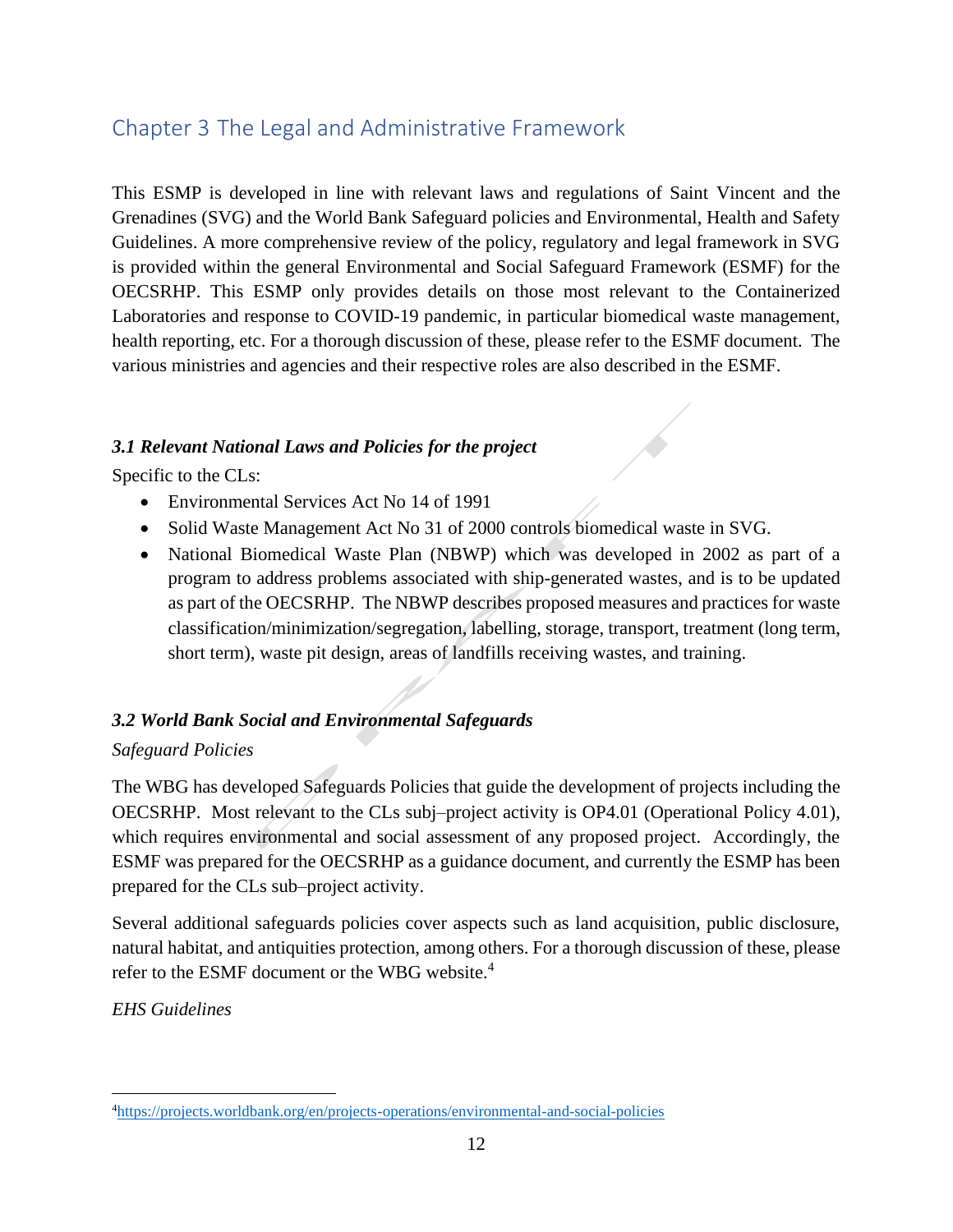## Chapter 3 The Legal and Administrative Framework

This ESMP is developed in line with relevant laws and regulations of Saint Vincent and the Grenadines (SVG) and the World Bank Safeguard policies and Environmental, Health and Safety Guidelines. A more comprehensive review of the policy, regulatory and legal framework in SVG is provided within the general Environmental and Social Safeguard Framework (ESMF) for the OECSRHP. This ESMP only provides details on those most relevant to the Containerized Laboratories and response to COVID-19 pandemic, in particular biomedical waste management, health reporting, etc. For a thorough discussion of these, please refer to the ESMF document. The various ministries and agencies and their respective roles are also described in the ESMF.

### *3.1 Relevant National Laws and Policies for the project*

Specific to the CLs:

- Environmental Services Act No 14 of 1991
- Solid Waste Management Act No 31 of 2000 controls biomedical waste in SVG.
- National Biomedical Waste Plan (NBWP) which was developed in 2002 as part of a program to address problems associated with ship-generated wastes, and is to be updated as part of the OECSRHP. The NBWP describes proposed measures and practices for waste classification/minimization/segregation, labelling, storage, transport, treatment (long term, short term), waste pit design, areas of landfills receiving wastes, and training.

### *3.2 World Bank Social and Environmental Safeguards*

*Safeguard Policies*

The WBG has developed Safeguards Policies that guide the development of projects including the OECSRHP. Most relevant to the CLs subj–project activity is OP4.01 (Operational Policy 4.01), which requires environmental and social assessment of any proposed project. Accordingly, the ESMF was prepared for the OECSRHP as a guidance document, and currently the ESMP has been prepared for the CLs sub–project activity.

Several additional safeguards policies cover aspects such as land acquisition, public disclosure, natural habitat, and antiquities protection, among others. For a thorough discussion of these, please refer to the ESMF document or the WBG website.[4]

*EHS Guidelines*

---

[4] https://projects.worldbank.org/en/projects-operations/environmental-and-social-policies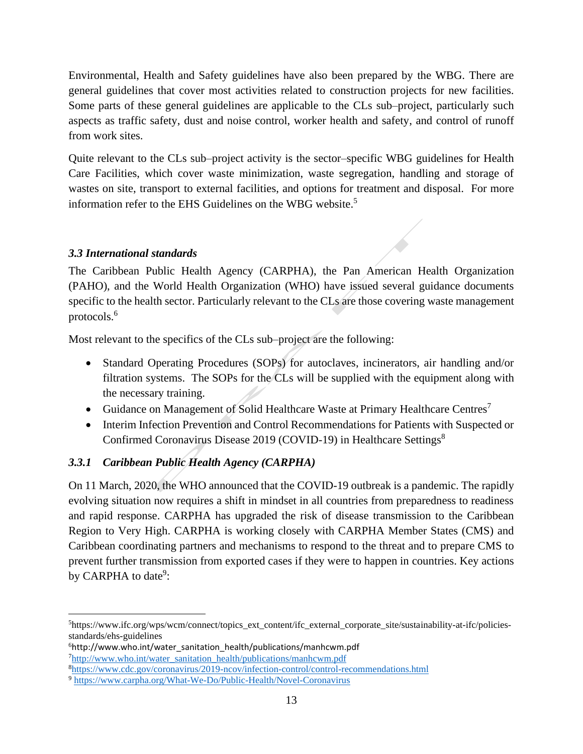Environmental, Health and Safety guidelines have also been prepared by the WBG. There are general guidelines that cover most activities related to construction projects for new facilities. Some parts of these general guidelines are applicable to the CLs sub–project, particularly such aspects as traffic safety, dust and noise control, worker health and safety, and control of runoff from work sites.

Quite relevant to the CLs sub–project activity is the sector–specific WBG guidelines for Health Care Facilities, which cover waste minimization, waste segregation, handling and storage of wastes on site, transport to external facilities, and options for treatment and disposal. For more information refer to the EHS Guidelines on the WBG website.[5]

### *3.3 International standards*

The Caribbean Public Health Agency (CARPHA), the Pan American Health Organization (PAHO), and the World Health Organization (WHO) have issued several guidance documents specific to the health sector. Particularly relevant to the CLs are those covering waste management protocols.[6]

Most relevant to the specifics of the CLs sub–project are the following:

- Standard Operating Procedures (SOPs) for autoclaves, incinerators, air handling and/or filtration systems. The SOPs for the CLs will be supplied with the equipment along with the necessary training.
- Guidance on Management of Solid Healthcare Waste at Primary Healthcare Centres[7]
- Interim Infection Prevention and Control Recommendations for Patients with Suspected or Confirmed Coronavirus Disease 2019 (COVID-19) in Healthcare Settings[8]

#### *3.3.1 Caribbean Public Health Agency (CARPHA)*

On 11 March, 2020, the WHO announced that the COVID-19 outbreak is a pandemic. The rapidly evolving situation now requires a shift in mindset in all countries from preparedness to readiness and rapid response. CARPHA has upgraded the risk of disease transmission to the Caribbean Region to Very High. CARPHA is working closely with CARPHA Member States (CMS) and Caribbean coordinating partners and mechanisms to respond to the threat and to prepare CMS to prevent further transmission from exported cases if they were to happen in countries. Key actions by CARPHA to date[9]:

---

[5] https://www.ifc.org/wps/wcm/connect/topics_ext_content/ifc_external_corporate_site/sustainability-at-ifc/policies-standards/ehs-guidelines

[6] http://www.who.int/water_sanitation_health/publications/manhcwm.pdf

[7] http://www.who.int/water_sanitation_health/publications/manhcwm.pdf

[8] https://www.cdc.gov/coronavirus/2019-ncov/infection-control/control-recommendations.html

[9] https://www.carpha.org/What-We-Do/Public-Health/Novel-Coronavirus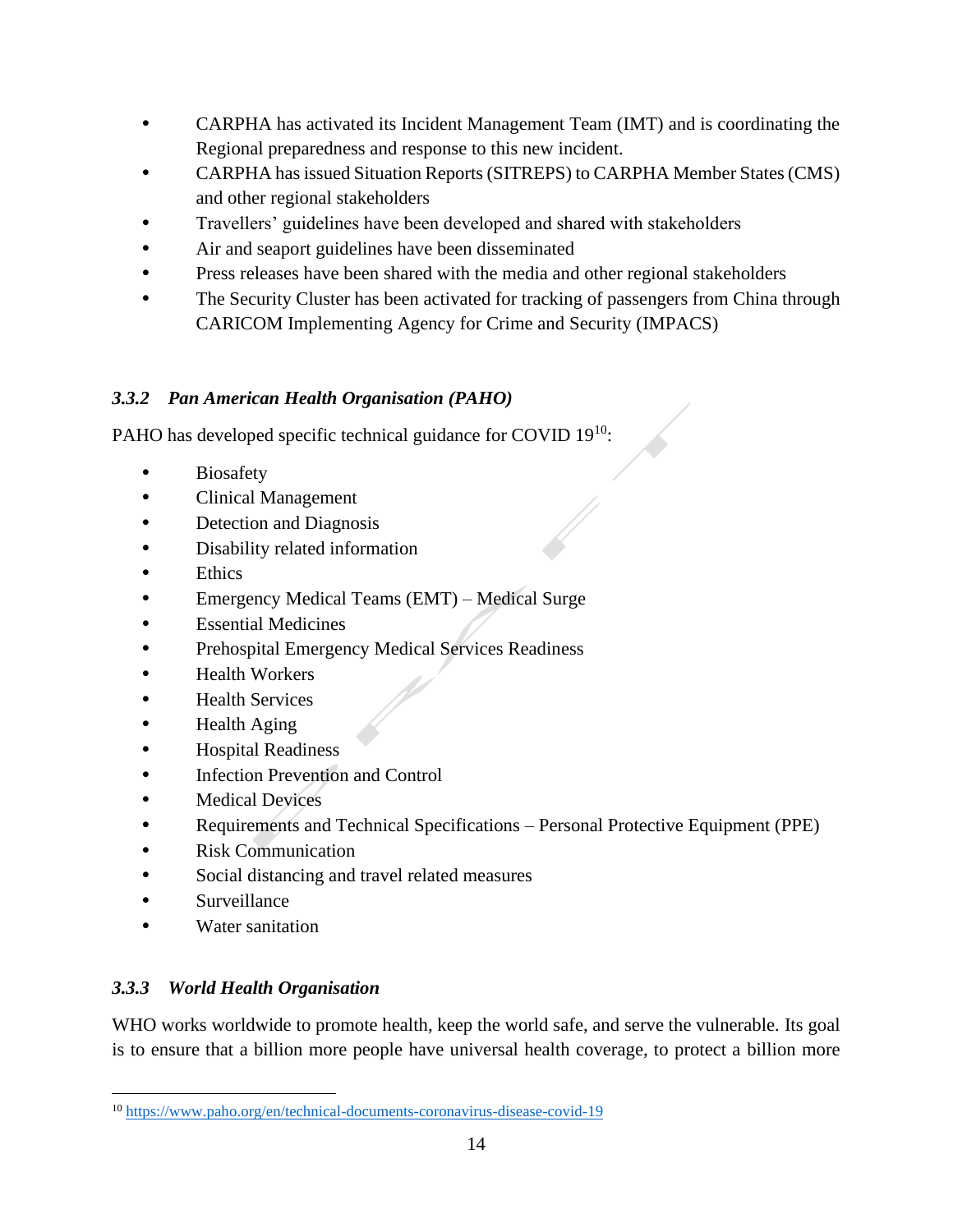- CARPHA has activated its Incident Management Team (IMT) and is coordinating the Regional preparedness and response to this new incident.
- CARPHA has issued Situation Reports (SITREPS) to CARPHA Member States (CMS) and other regional stakeholders
- Travellers' guidelines have been developed and shared with stakeholders
- Air and seaport guidelines have been disseminated
- Press releases have been shared with the media and other regional stakeholders
- The Security Cluster has been activated for tracking of passengers from China through CARICOM Implementing Agency for Crime and Security (IMPACS)

### *3.3.2 Pan American Health Organisation (PAHO)*

PAHO has developed specific technical guidance for COVID 19[10]:

- Biosafety
- Clinical Management
- Detection and Diagnosis
- Disability related information
- Ethics
- Emergency Medical Teams (EMT) – Medical Surge
- Essential Medicines
- Prehospital Emergency Medical Services Readiness
- Health Workers
- Health Services
- Health Aging
- Hospital Readiness
- Infection Prevention and Control
- Medical Devices
- Requirements and Technical Specifications – Personal Protective Equipment (PPE)
- Risk Communication
- Social distancing and travel related measures
- Surveillance
- Water sanitation

### *3.3.3 World Health Organisation*

WHO works worldwide to promote health, keep the world safe, and serve the vulnerable. Its goal is to ensure that a billion more people have universal health coverage, to protect a billion more

[10] https://www.paho.org/en/technical-documents-coronavirus-disease-covid-19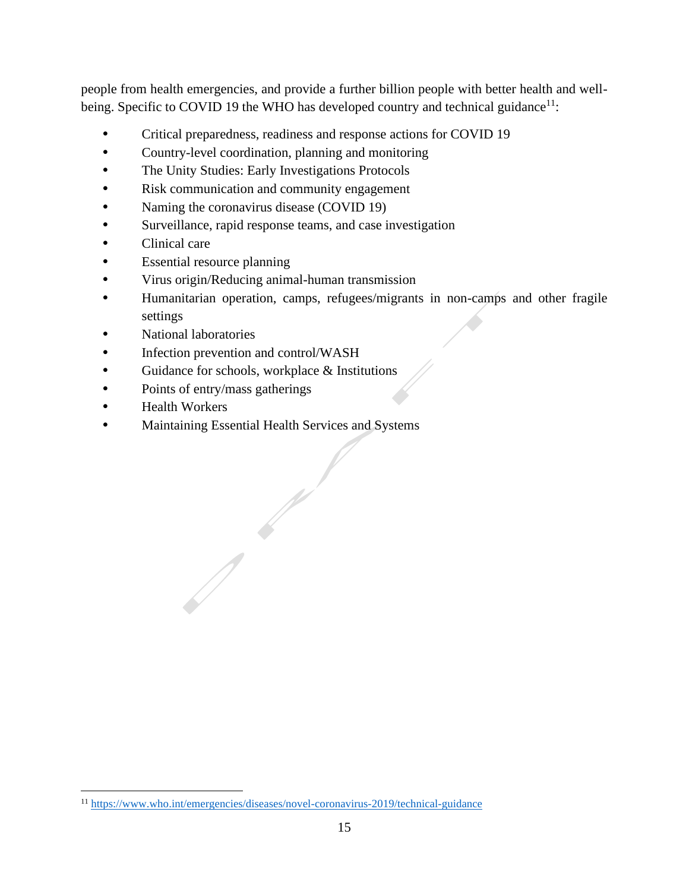people from health emergencies, and provide a further billion people with better health and well-being. Specific to COVID 19 the WHO has developed country and technical guidance[11]:

- Critical preparedness, readiness and response actions for COVID 19
- Country-level coordination, planning and monitoring
- The Unity Studies: Early Investigations Protocols
- Risk communication and community engagement
- Naming the coronavirus disease (COVID 19)
- Surveillance, rapid response teams, and case investigation
- Clinical care
- Essential resource planning
- Virus origin/Reducing animal-human transmission
- Humanitarian operation, camps, refugees/migrants in non-camps and other fragile settings
- National laboratories
- Infection prevention and control/WASH
- Guidance for schools, workplace & Institutions
- Points of entry/mass gatherings
- Health Workers
- Maintaining Essential Health Services and Systems

[11] https://www.who.int/emergencies/diseases/novel-coronavirus-2019/technical-guidance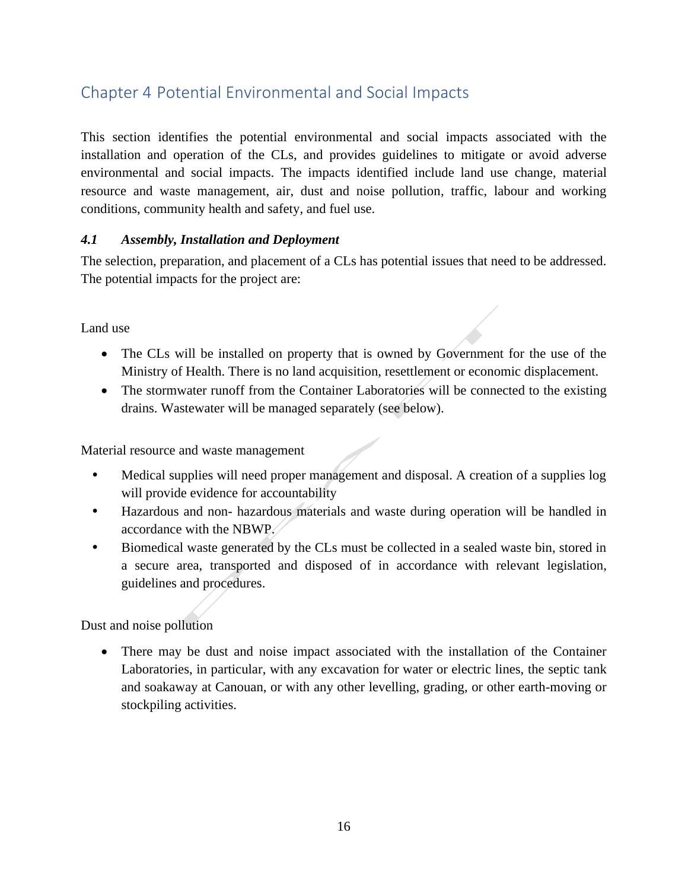# Chapter 4 Potential Environmental and Social Impacts

This section identifies the potential environmental and social impacts associated with the installation and operation of the CLs, and provides guidelines to mitigate or avoid adverse environmental and social impacts. The impacts identified include land use change, material resource and waste management, air, dust and noise pollution, traffic, labour and working conditions, community health and safety, and fuel use.

### *4.1 Assembly, Installation and Deployment*

The selection, preparation, and placement of a CLs has potential issues that need to be addressed. The potential impacts for the project are:

Land use

- The CLs will be installed on property that is owned by Government for the use of the Ministry of Health. There is no land acquisition, resettlement or economic displacement.
- The stormwater runoff from the Container Laboratories will be connected to the existing drains. Wastewater will be managed separately (see below).

Material resource and waste management

- Medical supplies will need proper management and disposal. A creation of a supplies log will provide evidence for accountability
- Hazardous and non- hazardous materials and waste during operation will be handled in accordance with the NBWP.
- Biomedical waste generated by the CLs must be collected in a sealed waste bin, stored in a secure area, transported and disposed of in accordance with relevant legislation, guidelines and procedures.

Dust and noise pollution

- There may be dust and noise impact associated with the installation of the Container Laboratories, in particular, with any excavation for water or electric lines, the septic tank and soakaway at Canouan, or with any other levelling, grading, or other earth-moving or stockpiling activities.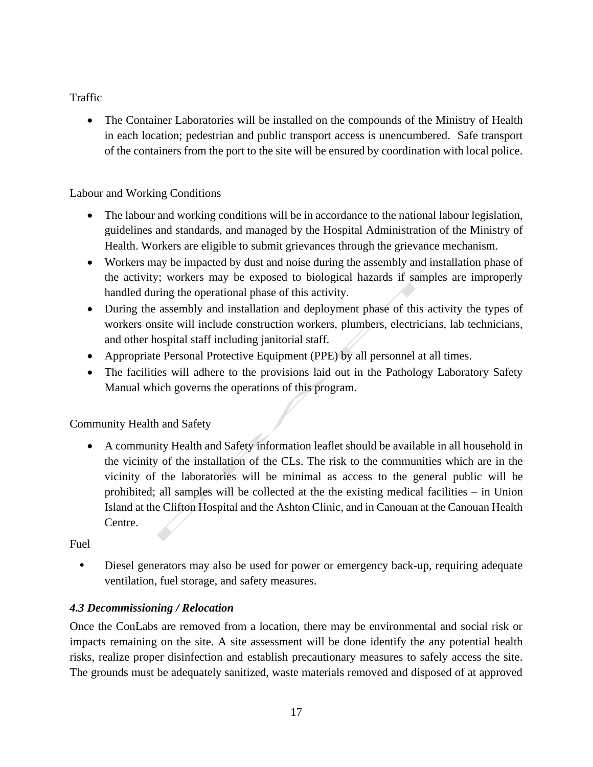Traffic

- The Container Laboratories will be installed on the compounds of the Ministry of Health in each location; pedestrian and public transport access is unencumbered. Safe transport of the containers from the port to the site will be ensured by coordination with local police.

Labour and Working Conditions

- The labour and working conditions will be in accordance to the national labour legislation, guidelines and standards, and managed by the Hospital Administration of the Ministry of Health. Workers are eligible to submit grievances through the grievance mechanism.
- Workers may be impacted by dust and noise during the assembly and installation phase of the activity; workers may be exposed to biological hazards if samples are improperly handled during the operational phase of this activity.
- During the assembly and installation and deployment phase of this activity the types of workers onsite will include construction workers, plumbers, electricians, lab technicians, and other hospital staff including janitorial staff.
- Appropriate Personal Protective Equipment (PPE) by all personnel at all times.
- The facilities will adhere to the provisions laid out in the Pathology Laboratory Safety Manual which governs the operations of this program.

Community Health and Safety

- A community Health and Safety information leaflet should be available in all household in the vicinity of the installation of the CLs. The risk to the communities which are in the vicinity of the laboratories will be minimal as access to the general public will be prohibited; all samples will be collected at the the existing medical facilities – in Union Island at the Clifton Hospital and the Ashton Clinic, and in Canouan at the Canouan Health Centre.

Fuel

- Diesel generators may also be used for power or emergency back-up, requiring adequate ventilation, fuel storage, and safety measures.

### *4.3 Decommissioning / Relocation*

Once the ConLabs are removed from a location, there may be environmental and social risk or impacts remaining on the site. A site assessment will be done identify the any potential health risks, realize proper disinfection and establish precautionary measures to safely access the site. The grounds must be adequately sanitized, waste materials removed and disposed of at approved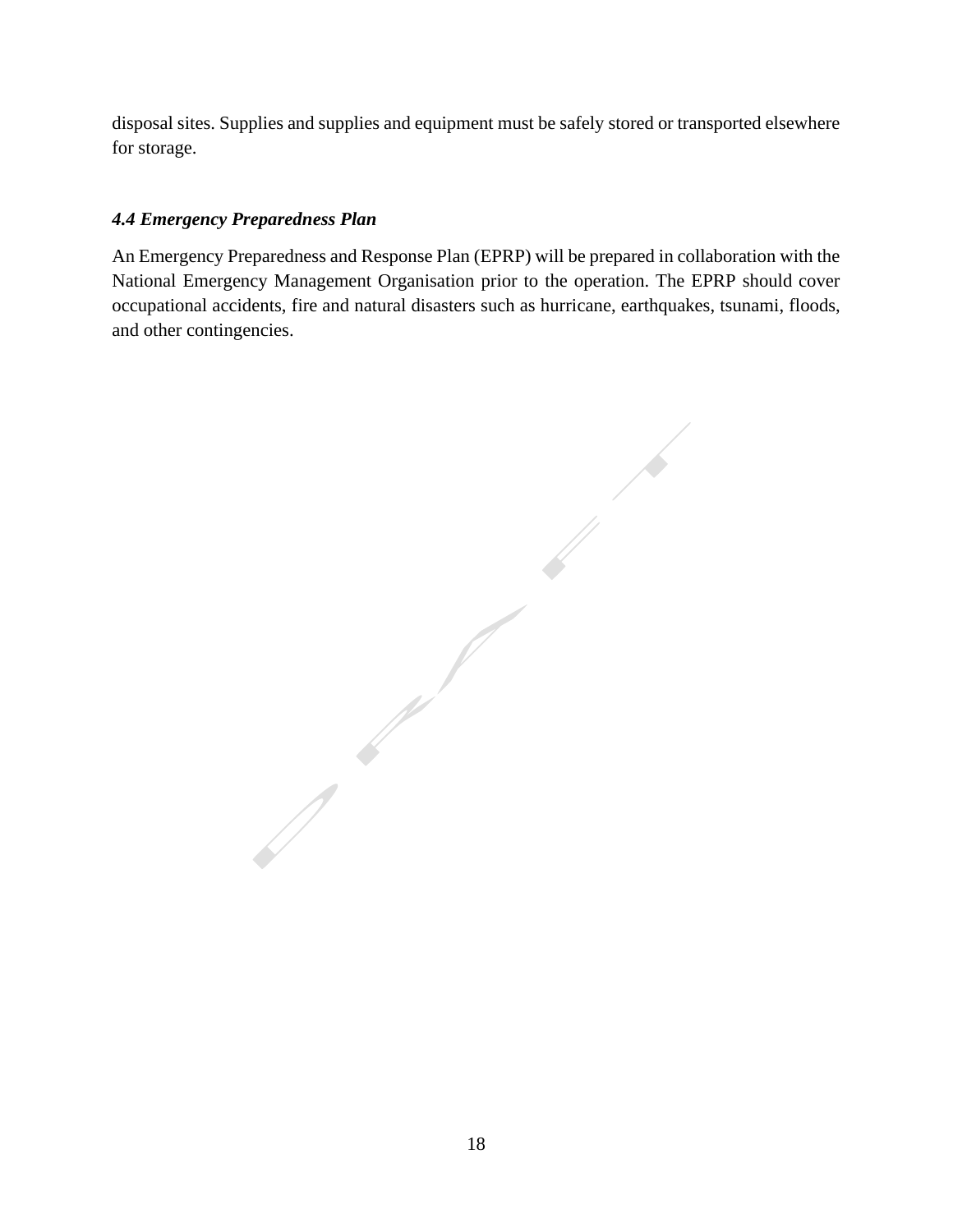disposal sites. Supplies and supplies and equipment must be safely stored or transported elsewhere for storage.

### *4.4 Emergency Preparedness Plan*

An Emergency Preparedness and Response Plan (EPRP) will be prepared in collaboration with the National Emergency Management Organisation prior to the operation. The EPRP should cover occupational accidents, fire and natural disasters such as hurricane, earthquakes, tsunami, floods, and other contingencies.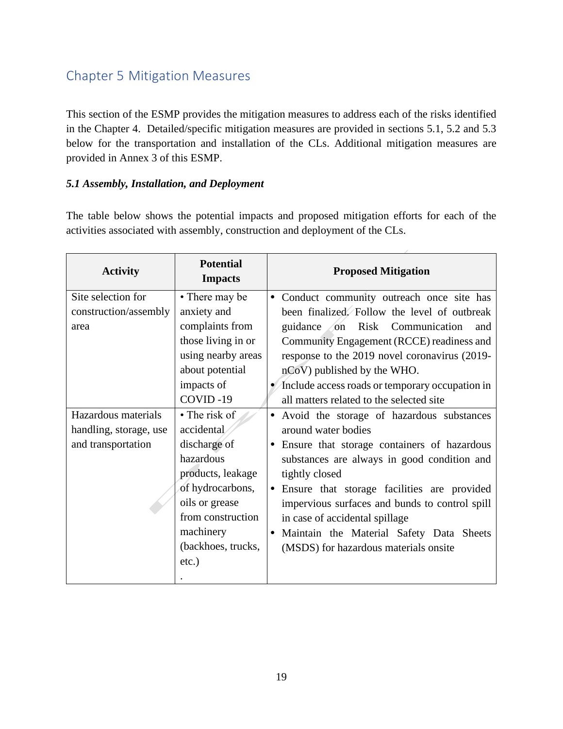## Chapter 5 Mitigation Measures

This section of the ESMP provides the mitigation measures to address each of the risks identified in the Chapter 4. Detailed/specific mitigation measures are provided in sections 5.1, 5.2 and 5.3 below for the transportation and installation of the CLs. Additional mitigation measures are provided in Annex 3 of this ESMP.

### *5.1 Assembly, Installation, and Deployment*

The table below shows the potential impacts and proposed mitigation efforts for each of the activities associated with assembly, construction and deployment of the CLs.

| Activity | Potential Impacts | Proposed Mitigation |
|---|---|---|
| Site selection for construction/assembly area | • There may be anxiety and complaints from those living in or using nearby areas about potential impacts of COVID -19 | • Conduct community outreach once site has been finalized. Follow the level of outbreak guidance on Risk Communication and Community Engagement (RCCE) readiness and response to the 2019 novel coronavirus (2019-nCoV) published by the WHO.<br>• Include access roads or temporary occupation in all matters related to the selected site |
| Hazardous materials handling, storage, use and transportation | • The risk of accidental discharge of hazardous products, leakage of hydrocarbons, oils or grease from construction machinery (backhoes, trucks, etc.)<br>. | • Avoid the storage of hazardous substances around water bodies<br>• Ensure that storage containers of hazardous substances are always in good condition and tightly closed<br>• Ensure that storage facilities are provided impervious surfaces and bunds to control spill in case of accidental spillage<br>• Maintain the Material Safety Data Sheets (MSDS) for hazardous materials onsite |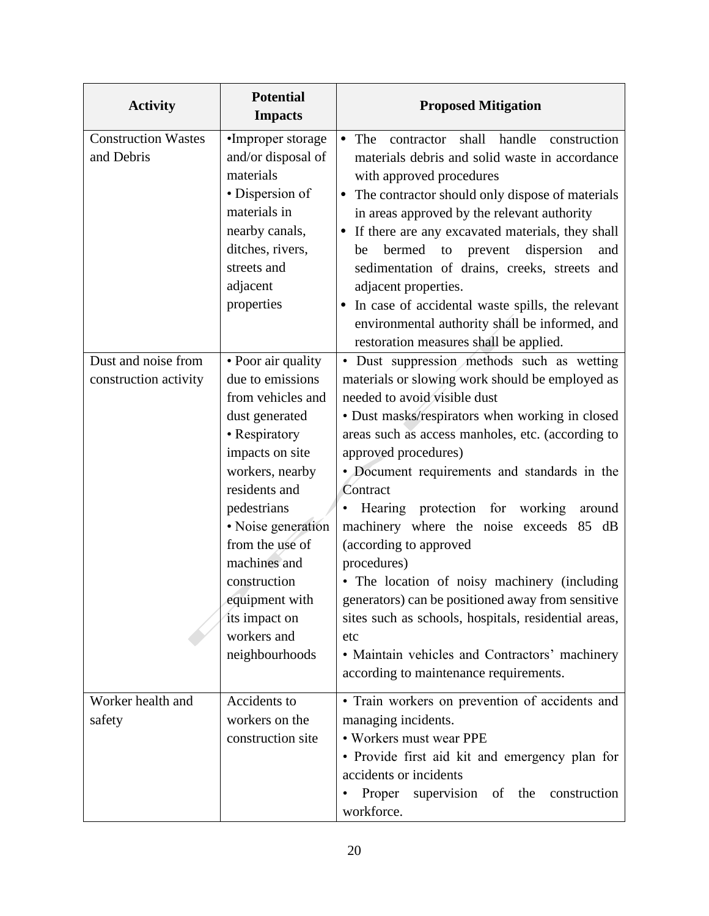| Activity | Potential Impacts | Proposed Mitigation |
| --- | --- | --- |
| Construction Wastes and Debris | •Improper storage and/or disposal of materials<br>• Dispersion of materials in nearby canals, ditches, rivers, streets and adjacent properties | • The contractor shall handle construction materials debris and solid waste in accordance with approved procedures<br>• The contractor should only dispose of materials in areas approved by the relevant authority<br>• If there are any excavated materials, they shall be bermed to prevent dispersion and sedimentation of drains, creeks, streets and adjacent properties.<br>• In case of accidental waste spills, the relevant environmental authority shall be informed, and restoration measures shall be applied. |
| Dust and noise from construction activity | • Poor air quality due to emissions from vehicles and dust generated<br>• Respiratory impacts on site workers, nearby residents and pedestrians<br>• Noise generation from the use of machines and construction equipment with its impact on workers and neighbourhoods | • Dust suppression methods such as wetting materials or slowing work should be employed as needed to avoid visible dust<br>• Dust masks/respirators when working in closed areas such as access manholes, etc. (according to approved procedures)<br>• Document requirements and standards in the Contract<br>• Hearing protection for working around machinery where the noise exceeds 85 dB (according to approved procedures)<br>• The location of noisy machinery (including generators) can be positioned away from sensitive sites such as schools, hospitals, residential areas, etc<br>• Maintain vehicles and Contractors' machinery according to maintenance requirements. |
| Worker health and safety | Accidents to workers on the construction site | • Train workers on prevention of accidents and managing incidents.<br>• Workers must wear PPE<br>• Provide first aid kit and emergency plan for accidents or incidents<br>• Proper supervision of the construction workforce. |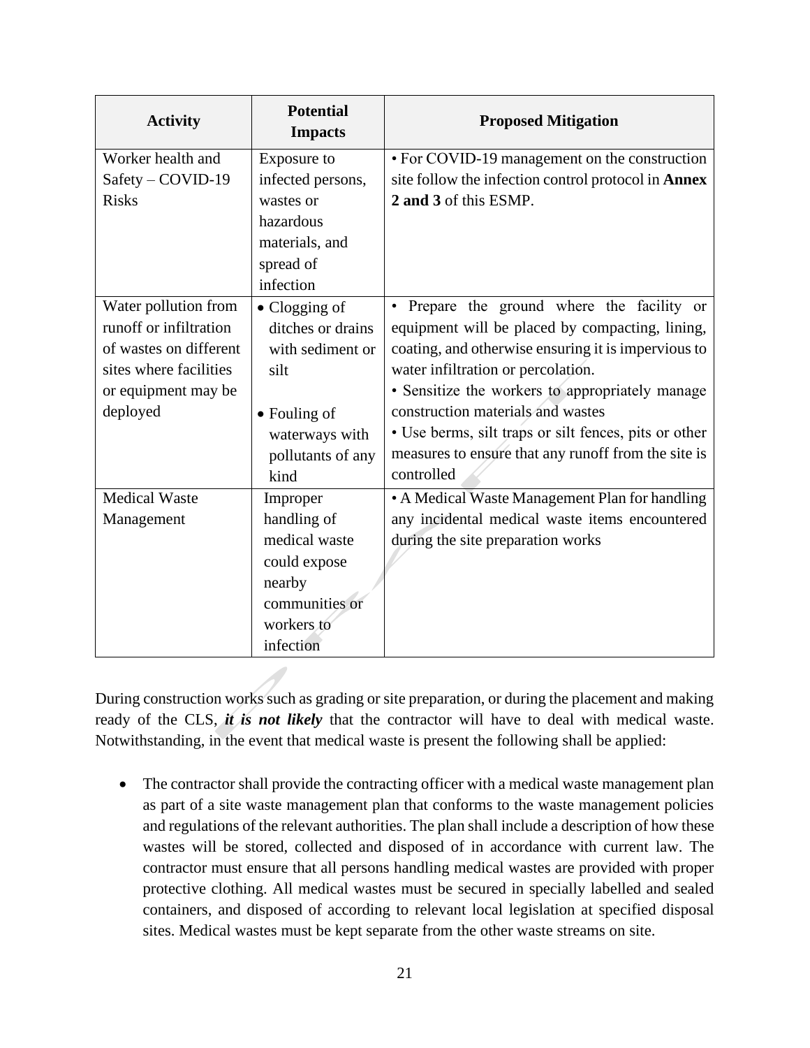| Activity | Potential Impacts | Proposed Mitigation |
|---|---|---|
| Worker health and Safety – COVID-19 Risks | Exposure to infected persons, wastes or hazardous materials, and spread of infection | • For COVID-19 management on the construction site follow the infection control protocol in **Annex 2 and 3** of this ESMP. |
| Water pollution from runoff or infiltration of wastes on different sites where facilities or equipment may be deployed | • Clogging of ditches or drains with sediment or silt<br><br>• Fouling of waterways with pollutants of any kind | • Prepare the ground where the facility or equipment will be placed by compacting, lining, coating, and otherwise ensuring it is impervious to water infiltration or percolation.<br>• Sensitize the workers to appropriately manage construction materials and wastes<br>• Use berms, silt traps or silt fences, pits or other measures to ensure that any runoff from the site is controlled |
| Medical Waste Management | Improper handling of medical waste could expose nearby communities or workers to infection | • A Medical Waste Management Plan for handling any incidental medical waste items encountered during the site preparation works |

During construction works such as grading or site preparation, or during the placement and making ready of the CLS, ***it is not likely*** that the contractor will have to deal with medical waste. Notwithstanding, in the event that medical waste is present the following shall be applied:

- The contractor shall provide the contracting officer with a medical waste management plan as part of a site waste management plan that conforms to the waste management policies and regulations of the relevant authorities. The plan shall include a description of how these wastes will be stored, collected and disposed of in accordance with current law. The contractor must ensure that all persons handling medical wastes are provided with proper protective clothing. All medical wastes must be secured in specially labelled and sealed containers, and disposed of according to relevant local legislation at specified disposal sites. Medical wastes must be kept separate from the other waste streams on site.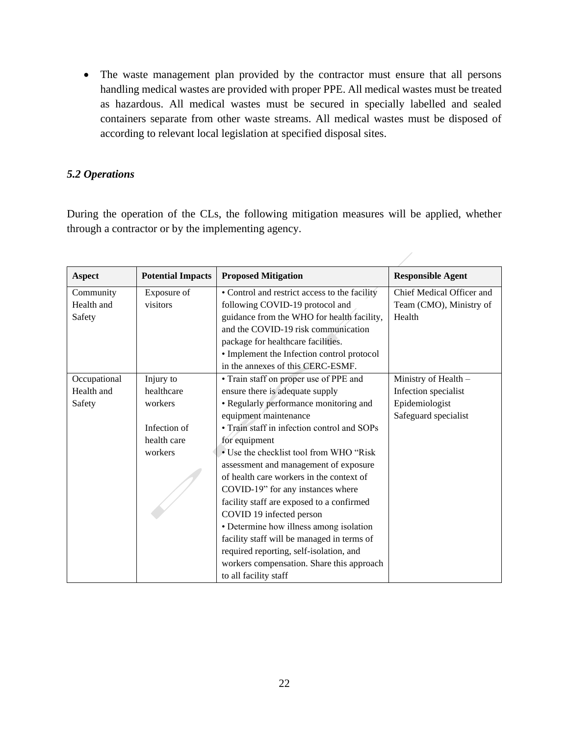- The waste management plan provided by the contractor must ensure that all persons handling medical wastes are provided with proper PPE. All medical wastes must be treated as hazardous. All medical wastes must be secured in specially labelled and sealed containers separate from other waste streams. All medical wastes must be disposed of according to relevant local legislation at specified disposal sites.

### *5.2 Operations*

During the operation of the CLs, the following mitigation measures will be applied, whether through a contractor or by the implementing agency.

| **Aspect** | **Potential Impacts** | **Proposed Mitigation** | **Responsible Agent** |
|---|---|---|---|
| Community Health and Safety | Exposure of visitors | • Control and restrict access to the facility following COVID-19 protocol and guidance from the WHO for health facility, and the COVID-19 risk communication package for healthcare facilities.<br>• Implement the Infection control protocol in the annexes of this CERC-ESMF. | Chief Medical Officer and Team (CMO), Ministry of Health |
| Occupational Health and Safety | Injury to healthcare workers<br><br>Infection of health care workers | • Train staff on proper use of PPE and ensure there is adequate supply<br>• Regularly performance monitoring and equipment maintenance<br>• Train staff in infection control and SOPs for equipment<br>• Use the checklist tool from WHO "Risk assessment and management of exposure of health care workers in the context of COVID-19" for any instances where facility staff are exposed to a confirmed COVID 19 infected person<br>• Determine how illness among isolation facility staff will be managed in terms of required reporting, self-isolation, and workers compensation. Share this approach to all facility staff | Ministry of Health –<br>Infection specialist<br>Epidemiologist<br>Safeguard specialist |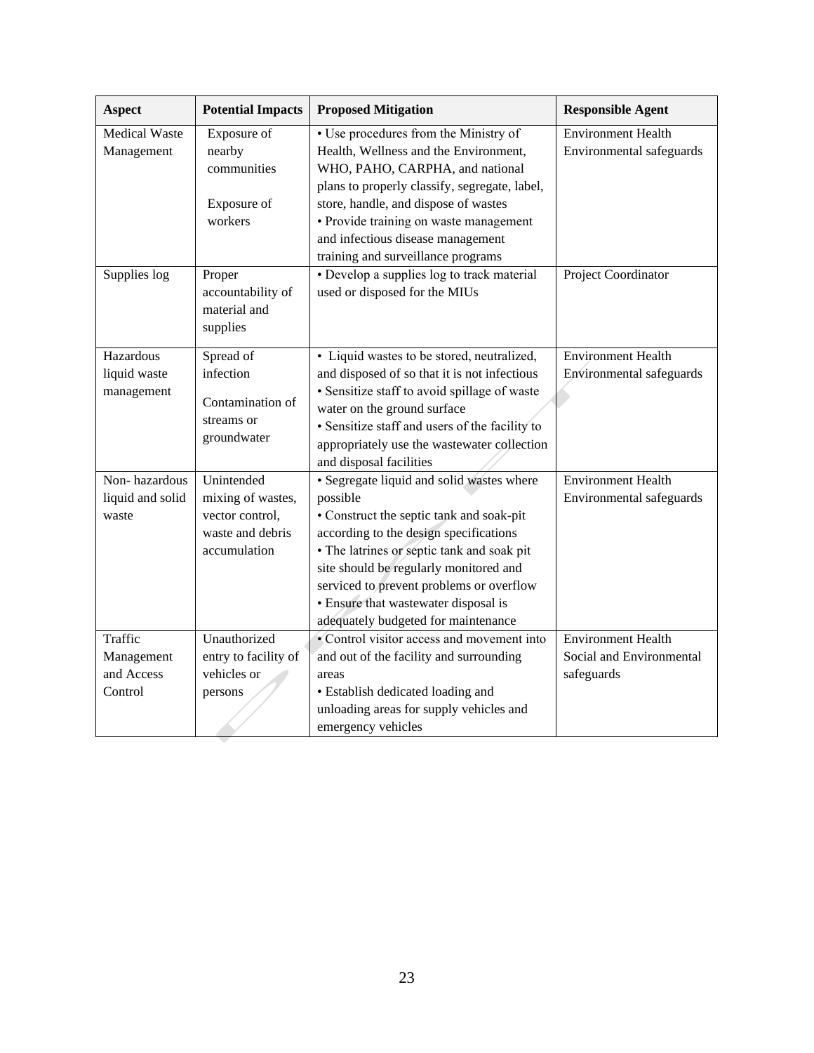| Aspect | Potential Impacts | Proposed Mitigation | Responsible Agent |
|---|---|---|---|
| Medical Waste Management | Exposure of nearby communities<br><br>Exposure of workers | • Use procedures from the Ministry of Health, Wellness and the Environment, WHO, PAHO, CARPHA, and national plans to properly classify, segregate, label, store, handle, and dispose of wastes<br>• Provide training on waste management and infectious disease management training and surveillance programs | Environment Health Environmental safeguards |
| Supplies log | Proper accountability of material and supplies | • Develop a supplies log to track material used or disposed for the MIUs | Project Coordinator |
| Hazardous liquid waste management | Spread of infection<br><br>Contamination of streams or groundwater | • Liquid wastes to be stored, neutralized, and disposed of so that it is not infectious<br>• Sensitize staff to avoid spillage of waste water on the ground surface<br>• Sensitize staff and users of the facility to appropriately use the wastewater collection and disposal facilities | Environment Health Environmental safeguards |
| Non- hazardous liquid and solid waste | Unintended mixing of wastes, vector control, waste and debris accumulation | • Segregate liquid and solid wastes where possible<br>• Construct the septic tank and soak-pit according to the design specifications<br>• The latrines or septic tank and soak pit site should be regularly monitored and serviced to prevent problems or overflow<br>• Ensure that wastewater disposal is adequately budgeted for maintenance | Environment Health Environmental safeguards |
| Traffic Management and Access Control | Unauthorized entry to facility of vehicles or persons | • Control visitor access and movement into and out of the facility and surrounding areas<br>• Establish dedicated loading and unloading areas for supply vehicles and emergency vehicles | Environment Health Social and Environmental safeguards |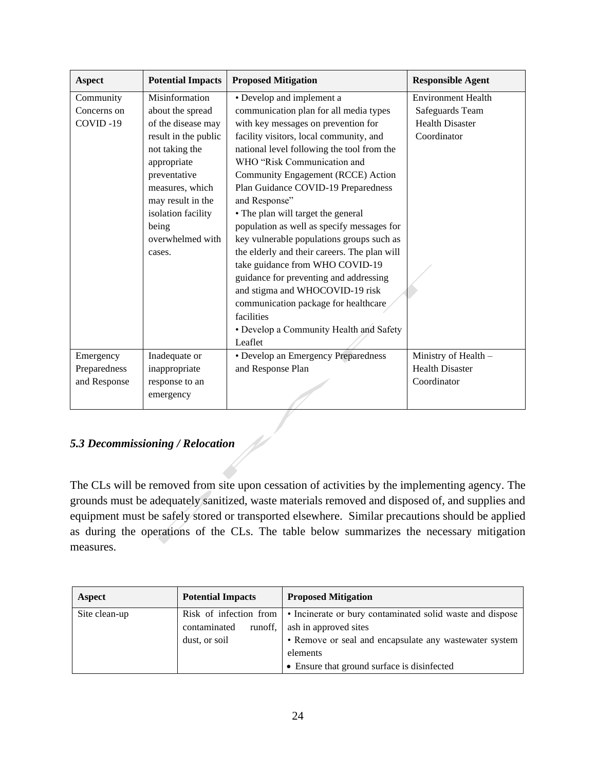| Aspect | Potential Impacts | Proposed Mitigation | Responsible Agent |
|---|---|---|---|
| Community Concerns on COVID -19 | Misinformation about the spread of the disease may result in the public not taking the appropriate preventative measures, which may result in the isolation facility being overwhelmed with cases. | • Develop and implement a communication plan for all media types with key messages on prevention for facility visitors, local community, and national level following the tool from the WHO "Risk Communication and Community Engagement (RCCE) Action Plan Guidance COVID-19 Preparedness and Response"<br>• The plan will target the general population as well as specify messages for key vulnerable populations groups such as the elderly and their careers. The plan will take guidance from WHO COVID-19 guidance for preventing and addressing and stigma and WHOCOVID-19 risk communication package for healthcare facilities<br>• Develop a Community Health and Safety Leaflet | Environment Health Safeguards Team Health Disaster Coordinator |
| Emergency Preparedness and Response | Inadequate or inappropriate response to an emergency | • Develop an Emergency Preparedness and Response Plan | Ministry of Health – Health Disaster Coordinator |

### *5.3 Decommissioning / Relocation*

The CLs will be removed from site upon cessation of activities by the implementing agency. The grounds must be adequately sanitized, waste materials removed and disposed of, and supplies and equipment must be safely stored or transported elsewhere. Similar precautions should be applied as during the operations of the CLs. The table below summarizes the necessary mitigation measures.

| Aspect | Potential Impacts | Proposed Mitigation |
|---|---|---|
| Site clean-up | Risk of infection from contaminated runoff, dust, or soil | • Incinerate or bury contaminated solid waste and dispose ash in approved sites<br>• Remove or seal and encapsulate any wastewater system elements<br>• Ensure that ground surface is disinfected |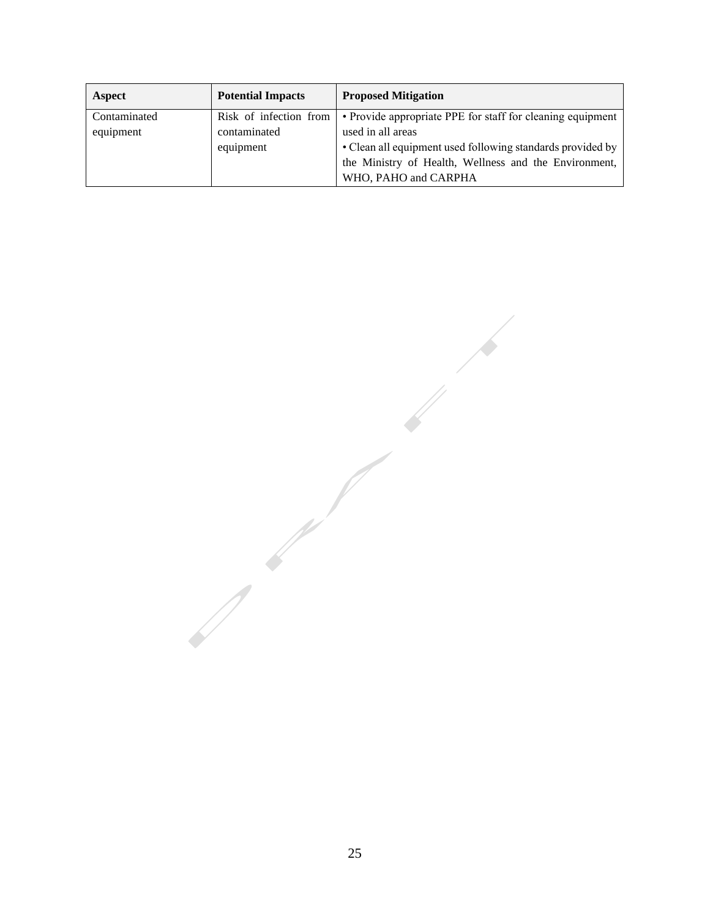| Aspect | Potential Impacts | Proposed Mitigation |
| --- | --- | --- |
| Contaminated equipment | Risk of infection from contaminated equipment | • Provide appropriate PPE for staff for cleaning equipment used in all areas<br>• Clean all equipment used following standards provided by the Ministry of Health, Wellness and the Environment, WHO, PAHO and CARPHA |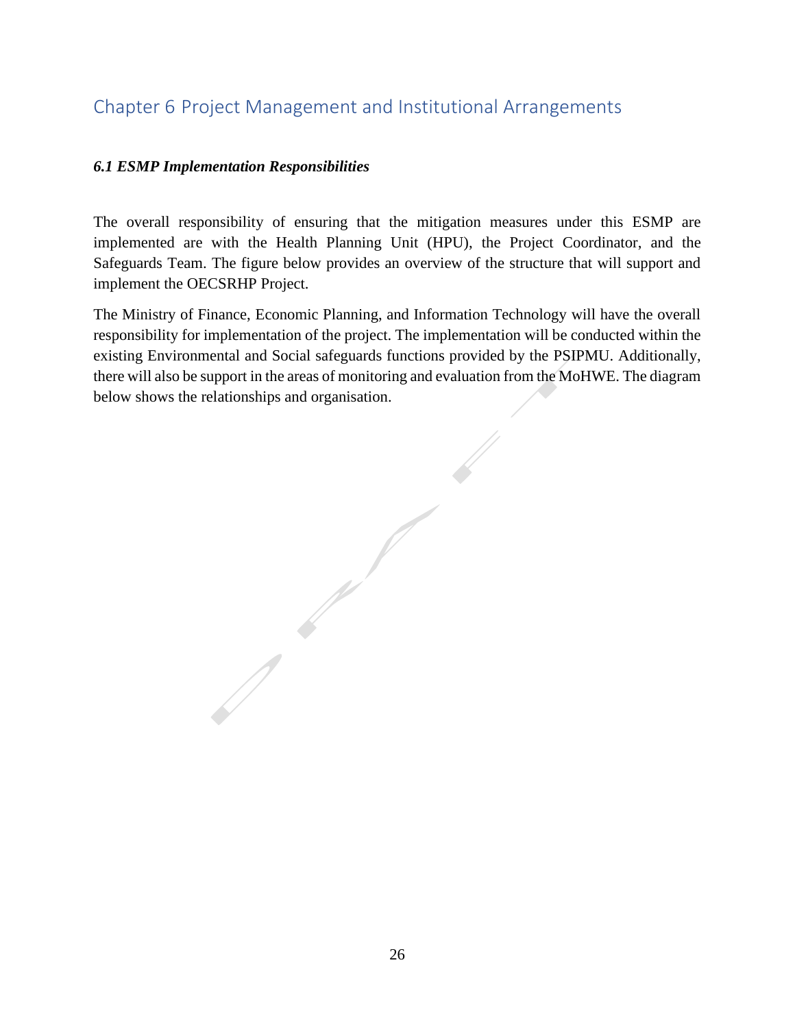# Chapter 6 Project Management and Institutional Arrangements

### *6.1 ESMP Implementation Responsibilities*

The overall responsibility of ensuring that the mitigation measures under this ESMP are implemented are with the Health Planning Unit (HPU), the Project Coordinator, and the Safeguards Team. The figure below provides an overview of the structure that will support and implement the OECSRHP Project.

The Ministry of Finance, Economic Planning, and Information Technology will have the overall responsibility for implementation of the project. The implementation will be conducted within the existing Environmental and Social safeguards functions provided by the PSIPMU. Additionally, there will also be support in the areas of monitoring and evaluation from the MoHWE. The diagram below shows the relationships and organisation.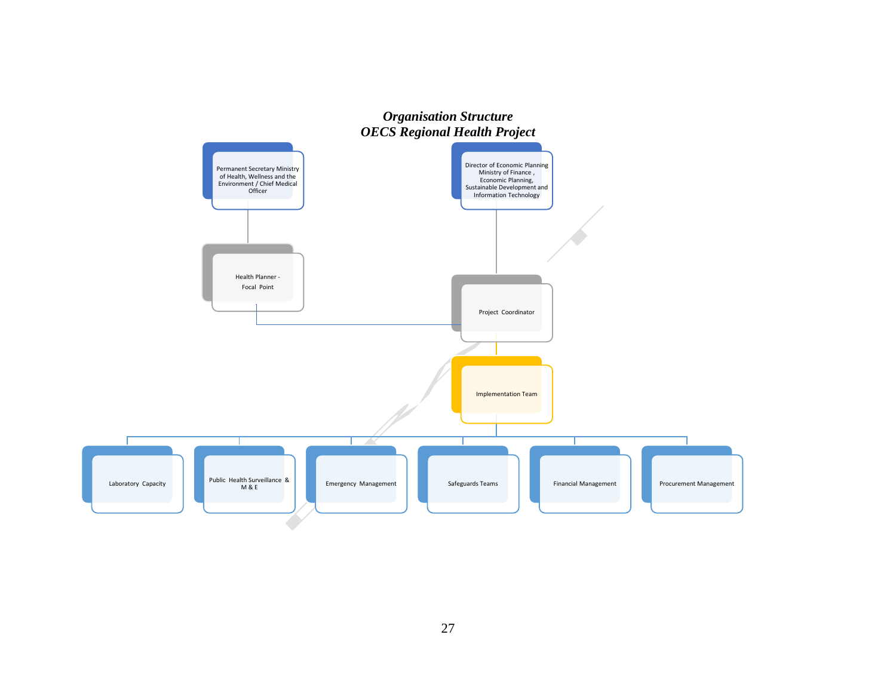***Organisation Structure***
***OECS Regional Health Project***

Permanent Secretary Ministry of Health, Wellness and the Environment / Chief Medical Officer

Director of Economic Planning Ministry of Finance, Economic Planning, Sustainable Development and Information Technology

Health Planner - Focal Point

Project Coordinator

Implementation Team

Laboratory Capacity

Public Health Surveillance & M & E

Emergency Management

Safeguards Teams

Financial Management

Procurement Management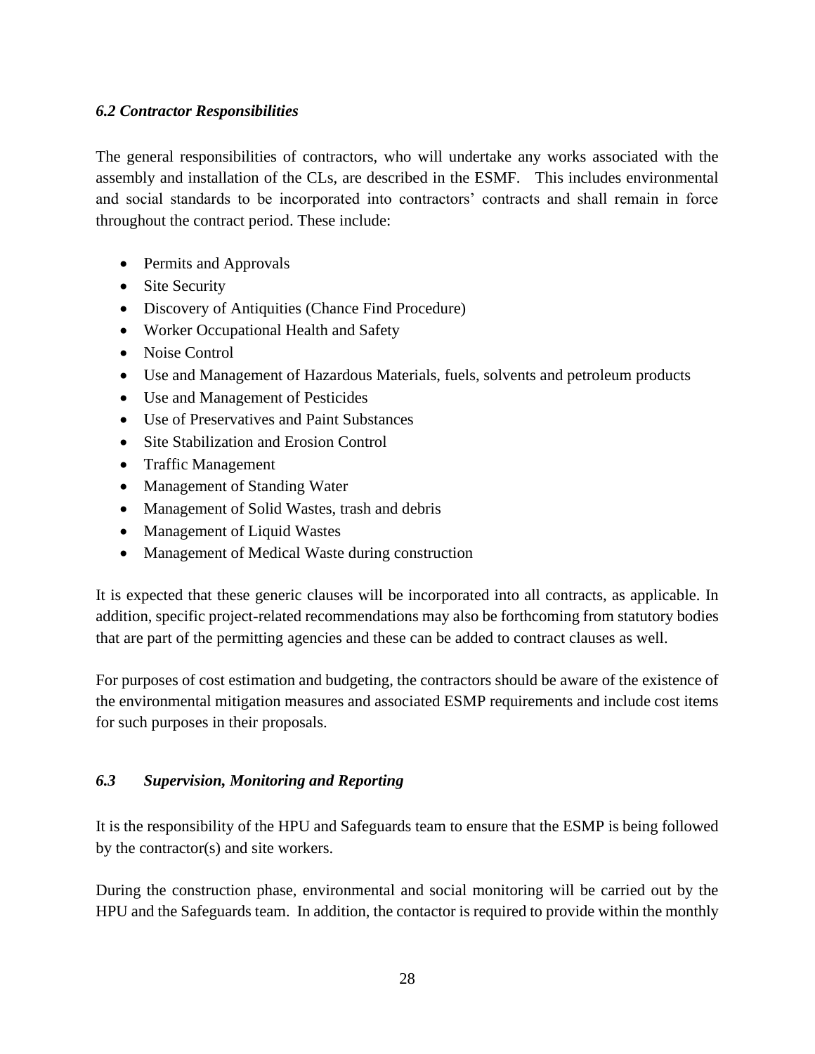### *6.2 Contractor Responsibilities*

The general responsibilities of contractors, who will undertake any works associated with the assembly and installation of the CLs, are described in the ESMF. This includes environmental and social standards to be incorporated into contractors' contracts and shall remain in force throughout the contract period. These include:

- Permits and Approvals
- Site Security
- Discovery of Antiquities (Chance Find Procedure)
- Worker Occupational Health and Safety
- Noise Control
- Use and Management of Hazardous Materials, fuels, solvents and petroleum products
- Use and Management of Pesticides
- Use of Preservatives and Paint Substances
- Site Stabilization and Erosion Control
- Traffic Management
- Management of Standing Water
- Management of Solid Wastes, trash and debris
- Management of Liquid Wastes
- Management of Medical Waste during construction

It is expected that these generic clauses will be incorporated into all contracts, as applicable. In addition, specific project-related recommendations may also be forthcoming from statutory bodies that are part of the permitting agencies and these can be added to contract clauses as well.

For purposes of cost estimation and budgeting, the contractors should be aware of the existence of the environmental mitigation measures and associated ESMP requirements and include cost items for such purposes in their proposals.

### *6.3 Supervision, Monitoring and Reporting*

It is the responsibility of the HPU and Safeguards team to ensure that the ESMP is being followed by the contractor(s) and site workers.

During the construction phase, environmental and social monitoring will be carried out by the HPU and the Safeguards team. In addition, the contactor is required to provide within the monthly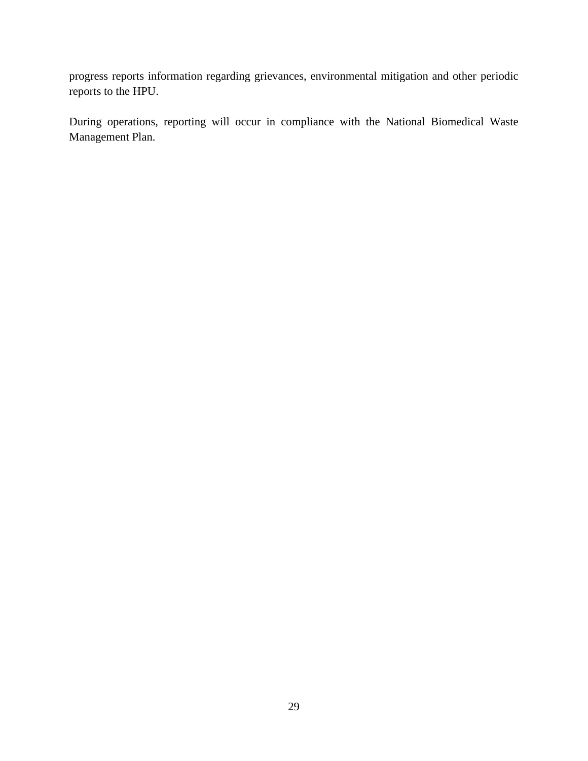progress reports information regarding grievances, environmental mitigation and other periodic reports to the HPU.

During operations, reporting will occur in compliance with the National Biomedical Waste Management Plan.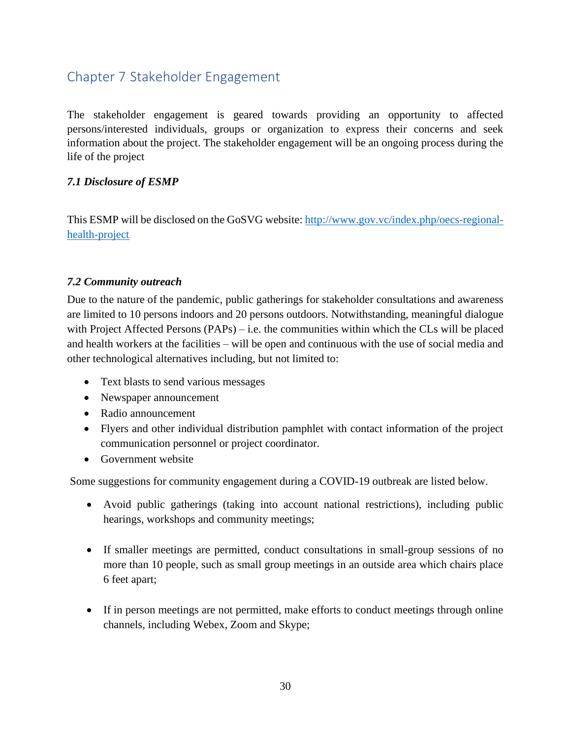## Chapter 7 Stakeholder Engagement

The stakeholder engagement is geared towards providing an opportunity to affected persons/interested individuals, groups or organization to express their concerns and seek information about the project. The stakeholder engagement will be an ongoing process during the life of the project

### *7.1 Disclosure of ESMP*

This ESMP will be disclosed on the GoSVG website: [http://www.gov.vc/index.php/oecs-regional-health-project](http://www.gov.vc/index.php/oecs-regional-health-project)

### *7.2 Community outreach*

Due to the nature of the pandemic, public gatherings for stakeholder consultations and awareness are limited to 10 persons indoors and 20 persons outdoors. Notwithstanding, meaningful dialogue with Project Affected Persons (PAPs) – i.e. the communities within which the CLs will be placed and health workers at the facilities – will be open and continuous with the use of social media and other technological alternatives including, but not limited to:

- Text blasts to send various messages
- Newspaper announcement
- Radio announcement
- Flyers and other individual distribution pamphlet with contact information of the project communication personnel or project coordinator.
- Government website

Some suggestions for community engagement during a COVID-19 outbreak are listed below.

- Avoid public gatherings (taking into account national restrictions), including public hearings, workshops and community meetings;
- If smaller meetings are permitted, conduct consultations in small-group sessions of no more than 10 people, such as small group meetings in an outside area which chairs place 6 feet apart;
- If in person meetings are not permitted, make efforts to conduct meetings through online channels, including Webex, Zoom and Skype;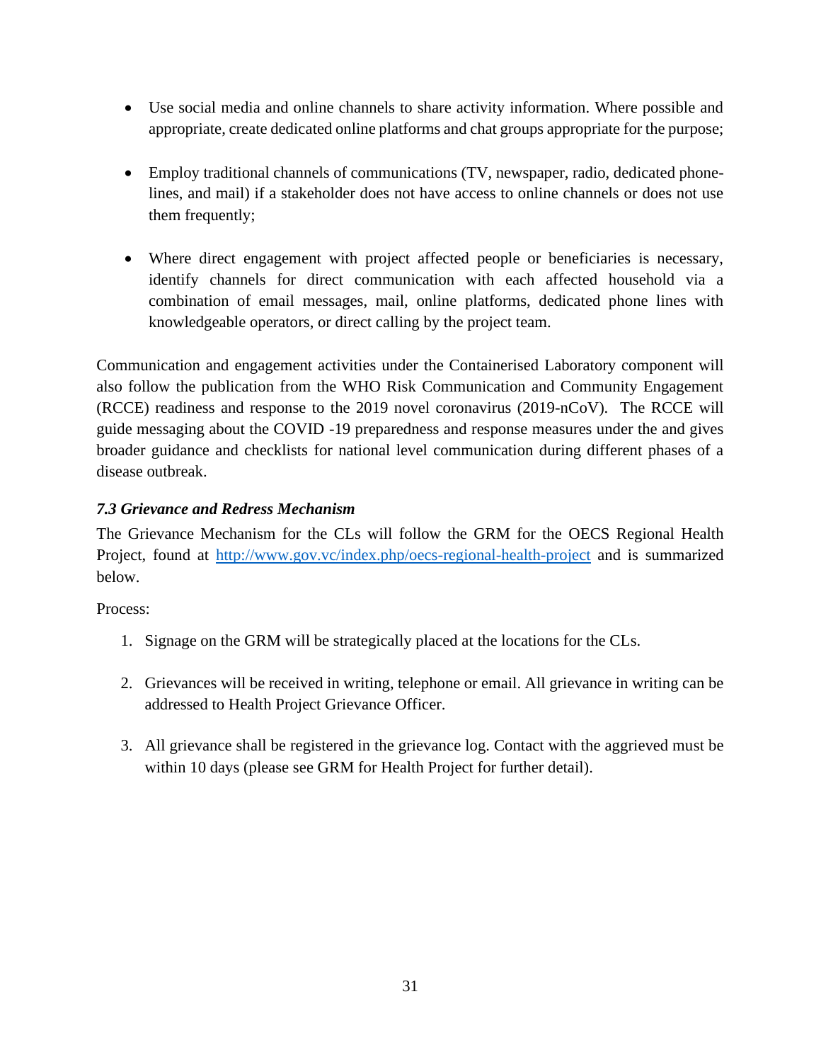- Use social media and online channels to share activity information. Where possible and appropriate, create dedicated online platforms and chat groups appropriate for the purpose;

- Employ traditional channels of communications (TV, newspaper, radio, dedicated phone-lines, and mail) if a stakeholder does not have access to online channels or does not use them frequently;

- Where direct engagement with project affected people or beneficiaries is necessary, identify channels for direct communication with each affected household via a combination of email messages, mail, online platforms, dedicated phone lines with knowledgeable operators, or direct calling by the project team.

Communication and engagement activities under the Containerised Laboratory component will also follow the publication from the WHO Risk Communication and Community Engagement (RCCE) readiness and response to the 2019 novel coronavirus (2019-nCoV). The RCCE will guide messaging about the COVID -19 preparedness and response measures under the and gives broader guidance and checklists for national level communication during different phases of a disease outbreak.

### *7.3 Grievance and Redress Mechanism*

The Grievance Mechanism for the CLs will follow the GRM for the OECS Regional Health Project, found at [http://www.gov.vc/index.php/oecs-regional-health-project](http://www.gov.vc/index.php/oecs-regional-health-project) and is summarized below.

Process:

1. Signage on the GRM will be strategically placed at the locations for the CLs.

2. Grievances will be received in writing, telephone or email. All grievance in writing can be addressed to Health Project Grievance Officer.

3. All grievance shall be registered in the grievance log. Contact with the aggrieved must be within 10 days (please see GRM for Health Project for further detail).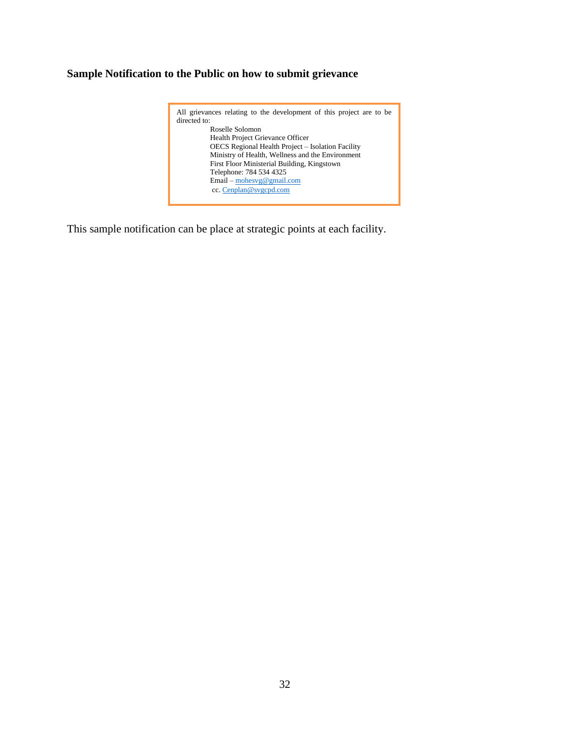**Sample Notification to the Public on how to submit grievance**

> All grievances relating to the development of this project are to be directed to:
>
> Roselle Solomon
> Health Project Grievance Officer
> OECS Regional Health Project – Isolation Facility
> Ministry of Health, Wellness and the Environment
> First Floor Ministerial Building, Kingstown
> Telephone: 784 534 4325
> Email – mohesvg@gmail.com
> cc. Cenplan@svgcpd.com

This sample notification can be place at strategic points at each facility.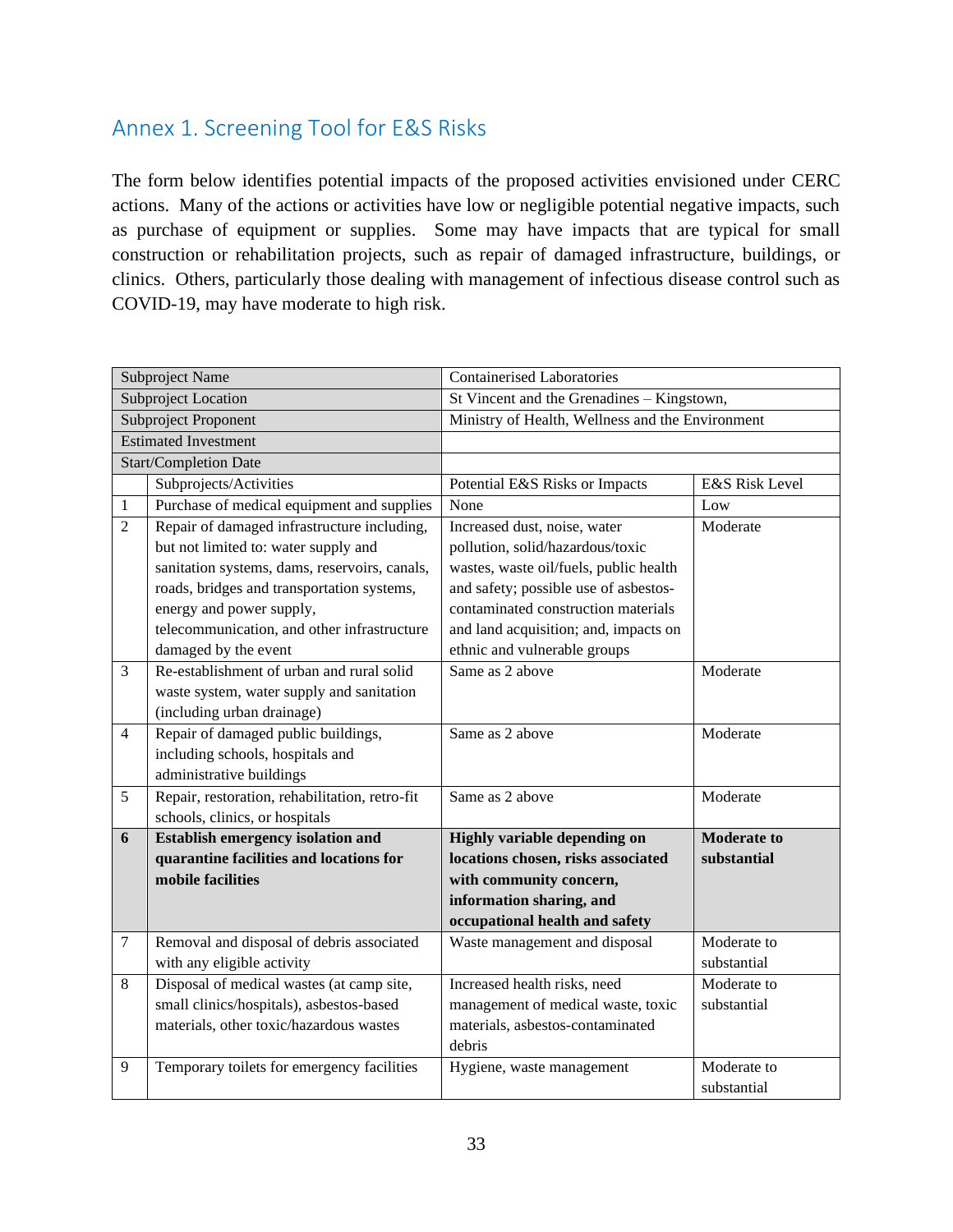## Annex 1. Screening Tool for E&S Risks

The form below identifies potential impacts of the proposed activities envisioned under CERC actions. Many of the actions or activities have low or negligible potential negative impacts, such as purchase of equipment or supplies. Some may have impacts that are typical for small construction or rehabilitation projects, such as repair of damaged infrastructure, buildings, or clinics. Others, particularly those dealing with management of infectious disease control such as COVID-19, may have moderate to high risk.

| Subproject Name | | Containerised Laboratories | |
|---|---|---|---|
| Subproject Location | | St Vincent and the Grenadines – Kingstown, | |
| Subproject Proponent | | Ministry of Health, Wellness and the Environment | |
| Estimated Investment | | | |
| Start/Completion Date | | | |
| | Subprojects/Activities | Potential E&S Risks or Impacts | E&S Risk Level |
| 1 | Purchase of medical equipment and supplies | None | Low |
| 2 | Repair of damaged infrastructure including, but not limited to: water supply and sanitation systems, dams, reservoirs, canals, roads, bridges and transportation systems, energy and power supply, telecommunication, and other infrastructure damaged by the event | Increased dust, noise, water pollution, solid/hazardous/toxic wastes, waste oil/fuels, public health and safety; possible use of asbestos-contaminated construction materials and land acquisition; and, impacts on ethnic and vulnerable groups | Moderate |
| 3 | Re-establishment of urban and rural solid waste system, water supply and sanitation (including urban drainage) | Same as 2 above | Moderate |
| 4 | Repair of damaged public buildings, including schools, hospitals and administrative buildings | Same as 2 above | Moderate |
| 5 | Repair, restoration, rehabilitation, retro-fit schools, clinics, or hospitals | Same as 2 above | Moderate |
| **6** | **Establish emergency isolation and quarantine facilities and locations for mobile facilities** | **Highly variable depending on locations chosen, risks associated with community concern, information sharing, and occupational health and safety** | **Moderate to substantial** |
| 7 | Removal and disposal of debris associated with any eligible activity | Waste management and disposal | Moderate to substantial |
| 8 | Disposal of medical wastes (at camp site, small clinics/hospitals), asbestos-based materials, other toxic/hazardous wastes | Increased health risks, need management of medical waste, toxic materials, asbestos-contaminated debris | Moderate to substantial |
| 9 | Temporary toilets for emergency facilities | Hygiene, waste management | Moderate to substantial |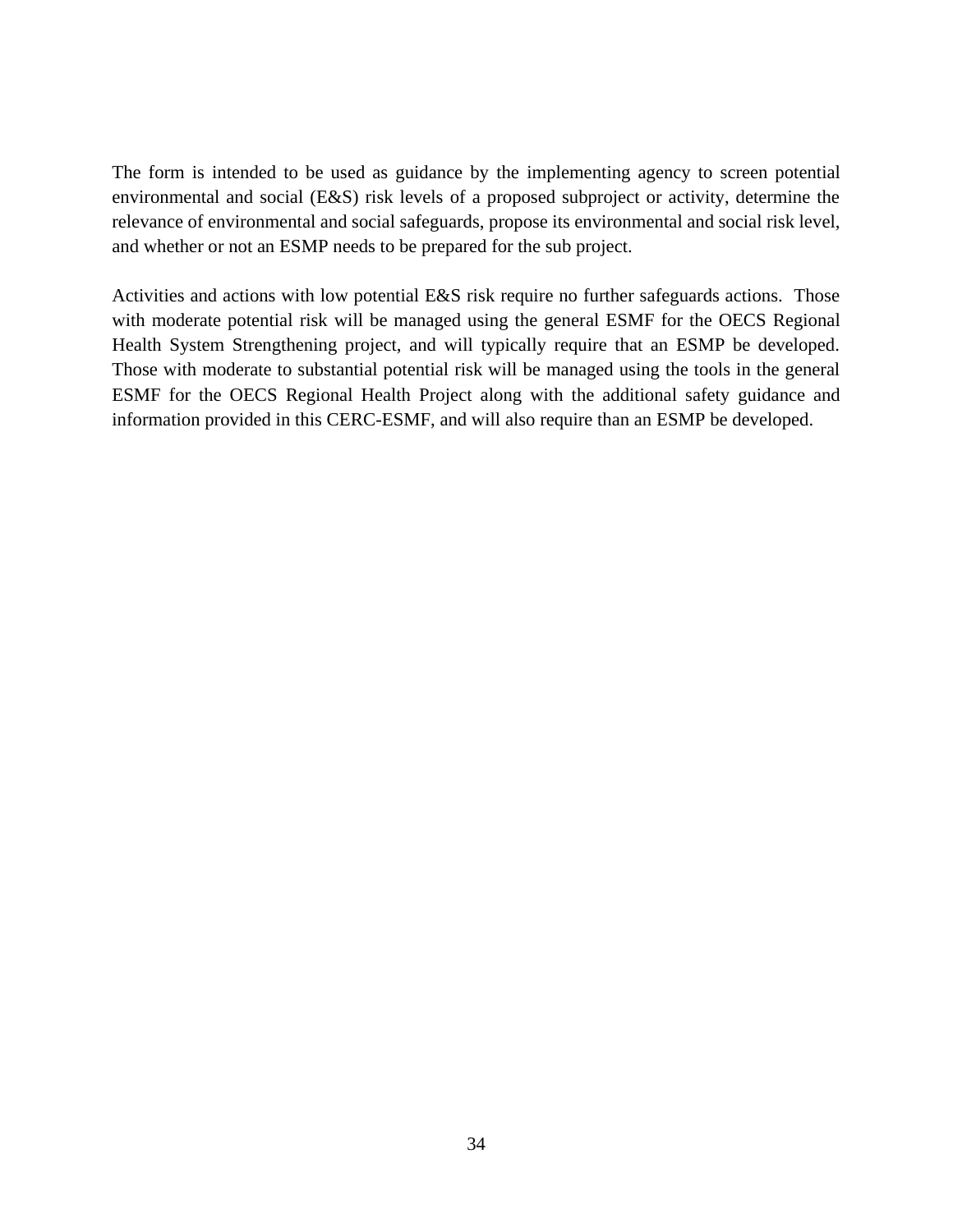The form is intended to be used as guidance by the implementing agency to screen potential environmental and social (E&S) risk levels of a proposed subproject or activity, determine the relevance of environmental and social safeguards, propose its environmental and social risk level, and whether or not an ESMP needs to be prepared for the sub project.

Activities and actions with low potential E&S risk require no further safeguards actions. Those with moderate potential risk will be managed using the general ESMF for the OECS Regional Health System Strengthening project, and will typically require that an ESMP be developed. Those with moderate to substantial potential risk will be managed using the tools in the general ESMF for the OECS Regional Health Project along with the additional safety guidance and information provided in this CERC-ESMF, and will also require than an ESMP be developed.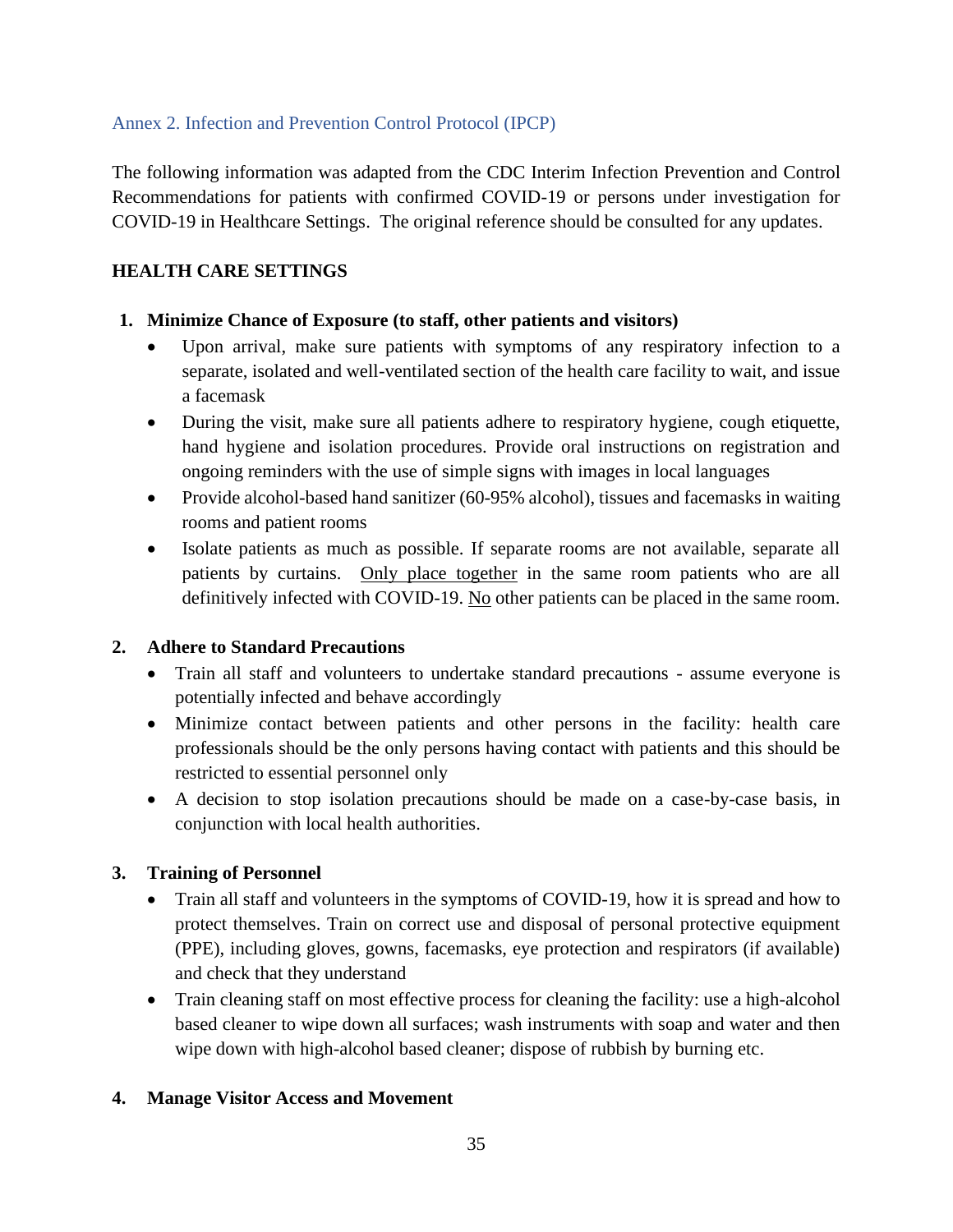## Annex 2. Infection and Prevention Control Protocol (IPCP)

The following information was adapted from the CDC Interim Infection Prevention and Control Recommendations for patients with confirmed COVID-19 or persons under investigation for COVID-19 in Healthcare Settings. The original reference should be consulted for any updates.

### HEALTH CARE SETTINGS

1. **Minimize Chance of Exposure (to staff, other patients and visitors)**
   - Upon arrival, make sure patients with symptoms of any respiratory infection to a separate, isolated and well-ventilated section of the health care facility to wait, and issue a facemask
   - During the visit, make sure all patients adhere to respiratory hygiene, cough etiquette, hand hygiene and isolation procedures. Provide oral instructions on registration and ongoing reminders with the use of simple signs with images in local languages
   - Provide alcohol-based hand sanitizer (60-95% alcohol), tissues and facemasks in waiting rooms and patient rooms
   - Isolate patients as much as possible. If separate rooms are not available, separate all patients by curtains. <u>Only place together</u> in the same room patients who are all definitively infected with COVID-19. <u>No</u> other patients can be placed in the same room.

2. **Adhere to Standard Precautions**
   - Train all staff and volunteers to undertake standard precautions - assume everyone is potentially infected and behave accordingly
   - Minimize contact between patients and other persons in the facility: health care professionals should be the only persons having contact with patients and this should be restricted to essential personnel only
   - A decision to stop isolation precautions should be made on a case-by-case basis, in conjunction with local health authorities.

3. **Training of Personnel**
   - Train all staff and volunteers in the symptoms of COVID-19, how it is spread and how to protect themselves. Train on correct use and disposal of personal protective equipment (PPE), including gloves, gowns, facemasks, eye protection and respirators (if available) and check that they understand
   - Train cleaning staff on most effective process for cleaning the facility: use a high-alcohol based cleaner to wipe down all surfaces; wash instruments with soap and water and then wipe down with high-alcohol based cleaner; dispose of rubbish by burning etc.

4. **Manage Visitor Access and Movement**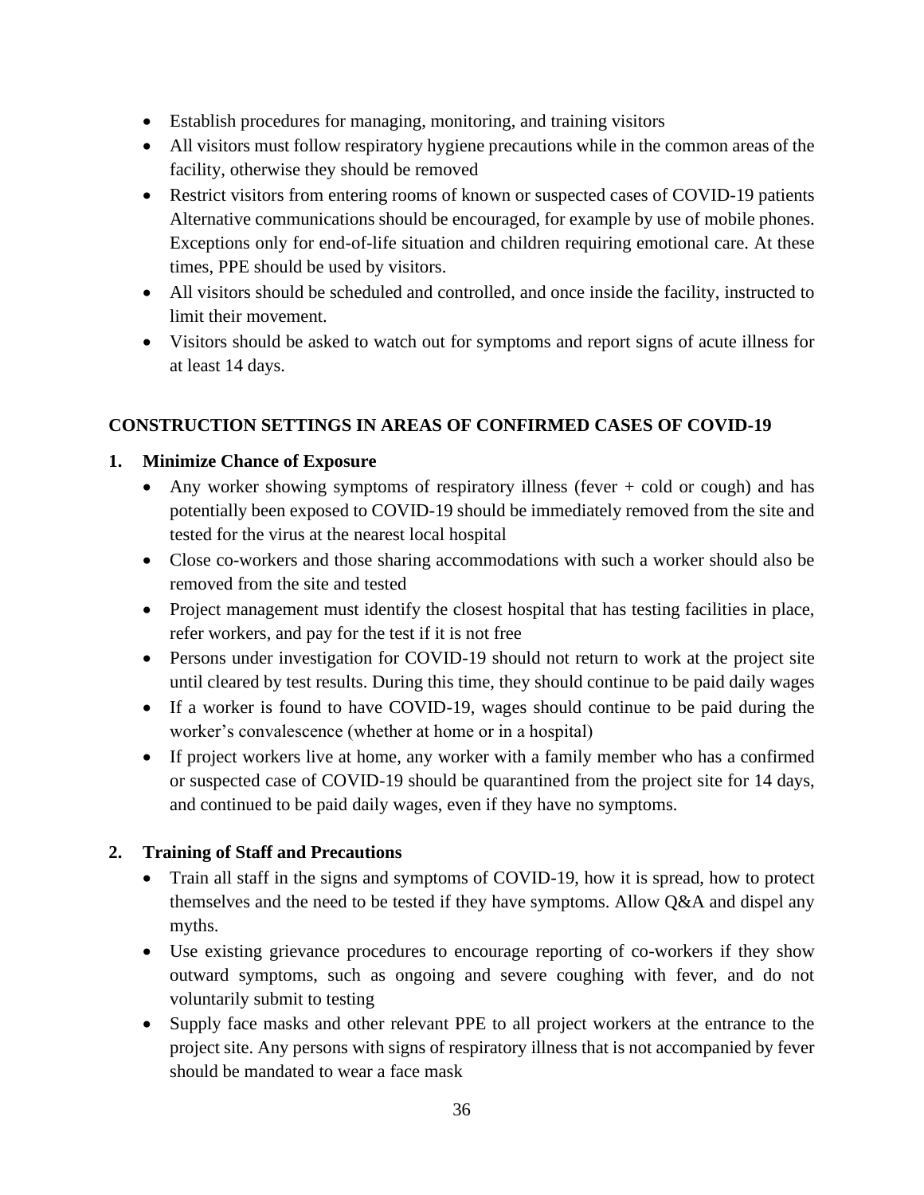- Establish procedures for managing, monitoring, and training visitors
- All visitors must follow respiratory hygiene precautions while in the common areas of the facility, otherwise they should be removed
- Restrict visitors from entering rooms of known or suspected cases of COVID-19 patients Alternative communications should be encouraged, for example by use of mobile phones. Exceptions only for end-of-life situation and children requiring emotional care. At these times, PPE should be used by visitors.
- All visitors should be scheduled and controlled, and once inside the facility, instructed to limit their movement.
- Visitors should be asked to watch out for symptoms and report signs of acute illness for at least 14 days.

## CONSTRUCTION SETTINGS IN AREAS OF CONFIRMED CASES OF COVID-19

### 1. Minimize Chance of Exposure

- Any worker showing symptoms of respiratory illness (fever + cold or cough) and has potentially been exposed to COVID-19 should be immediately removed from the site and tested for the virus at the nearest local hospital
- Close co-workers and those sharing accommodations with such a worker should also be removed from the site and tested
- Project management must identify the closest hospital that has testing facilities in place, refer workers, and pay for the test if it is not free
- Persons under investigation for COVID-19 should not return to work at the project site until cleared by test results. During this time, they should continue to be paid daily wages
- If a worker is found to have COVID-19, wages should continue to be paid during the worker's convalescence (whether at home or in a hospital)
- If project workers live at home, any worker with a family member who has a confirmed or suspected case of COVID-19 should be quarantined from the project site for 14 days, and continued to be paid daily wages, even if they have no symptoms.

### 2. Training of Staff and Precautions

- Train all staff in the signs and symptoms of COVID-19, how it is spread, how to protect themselves and the need to be tested if they have symptoms. Allow Q&A and dispel any myths.
- Use existing grievance procedures to encourage reporting of co-workers if they show outward symptoms, such as ongoing and severe coughing with fever, and do not voluntarily submit to testing
- Supply face masks and other relevant PPE to all project workers at the entrance to the project site. Any persons with signs of respiratory illness that is not accompanied by fever should be mandated to wear a face mask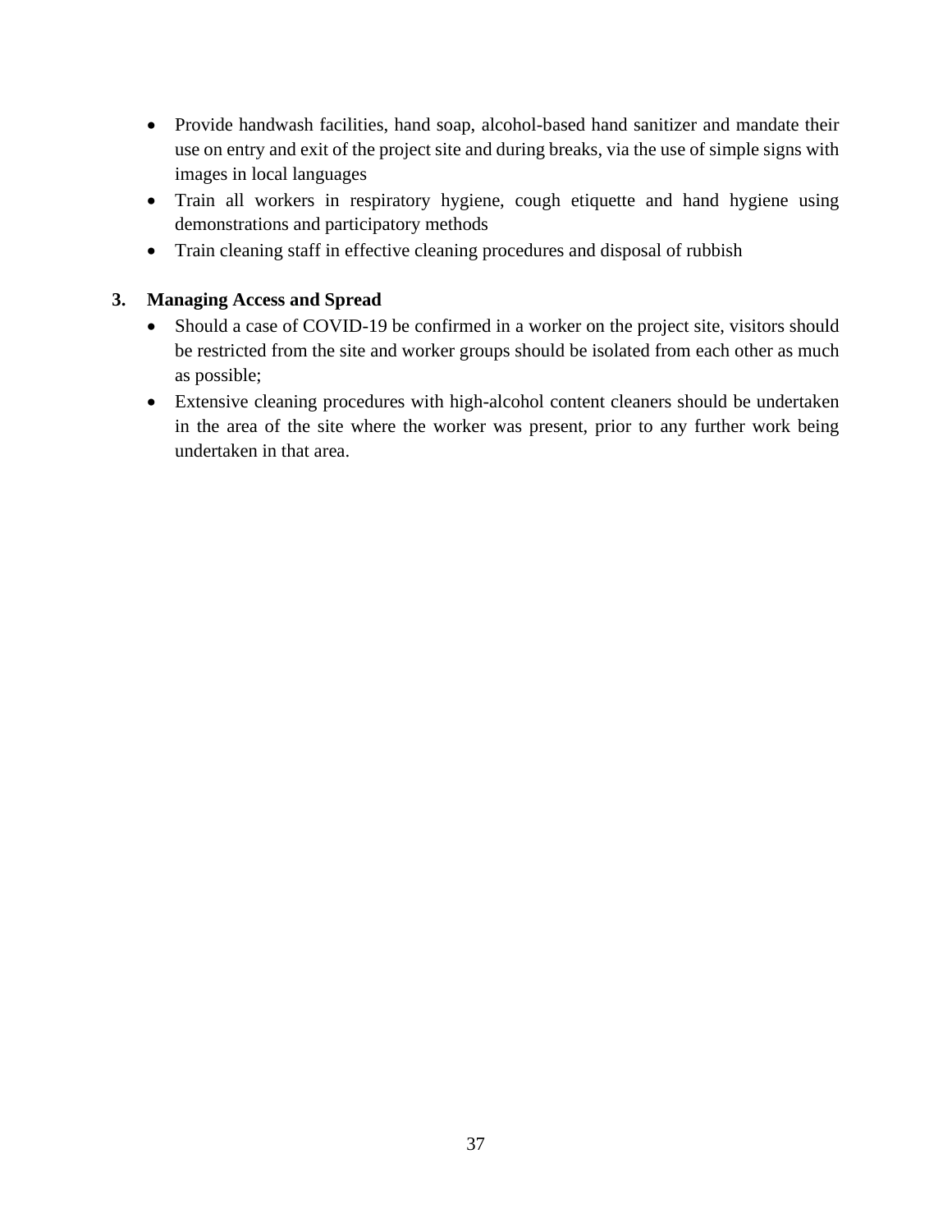- Provide handwash facilities, hand soap, alcohol-based hand sanitizer and mandate their use on entry and exit of the project site and during breaks, via the use of simple signs with images in local languages
- Train all workers in respiratory hygiene, cough etiquette and hand hygiene using demonstrations and participatory methods
- Train cleaning staff in effective cleaning procedures and disposal of rubbish

**3. Managing Access and Spread**

- Should a case of COVID-19 be confirmed in a worker on the project site, visitors should be restricted from the site and worker groups should be isolated from each other as much as possible;
- Extensive cleaning procedures with high-alcohol content cleaners should be undertaken in the area of the site where the worker was present, prior to any further work being undertaken in that area.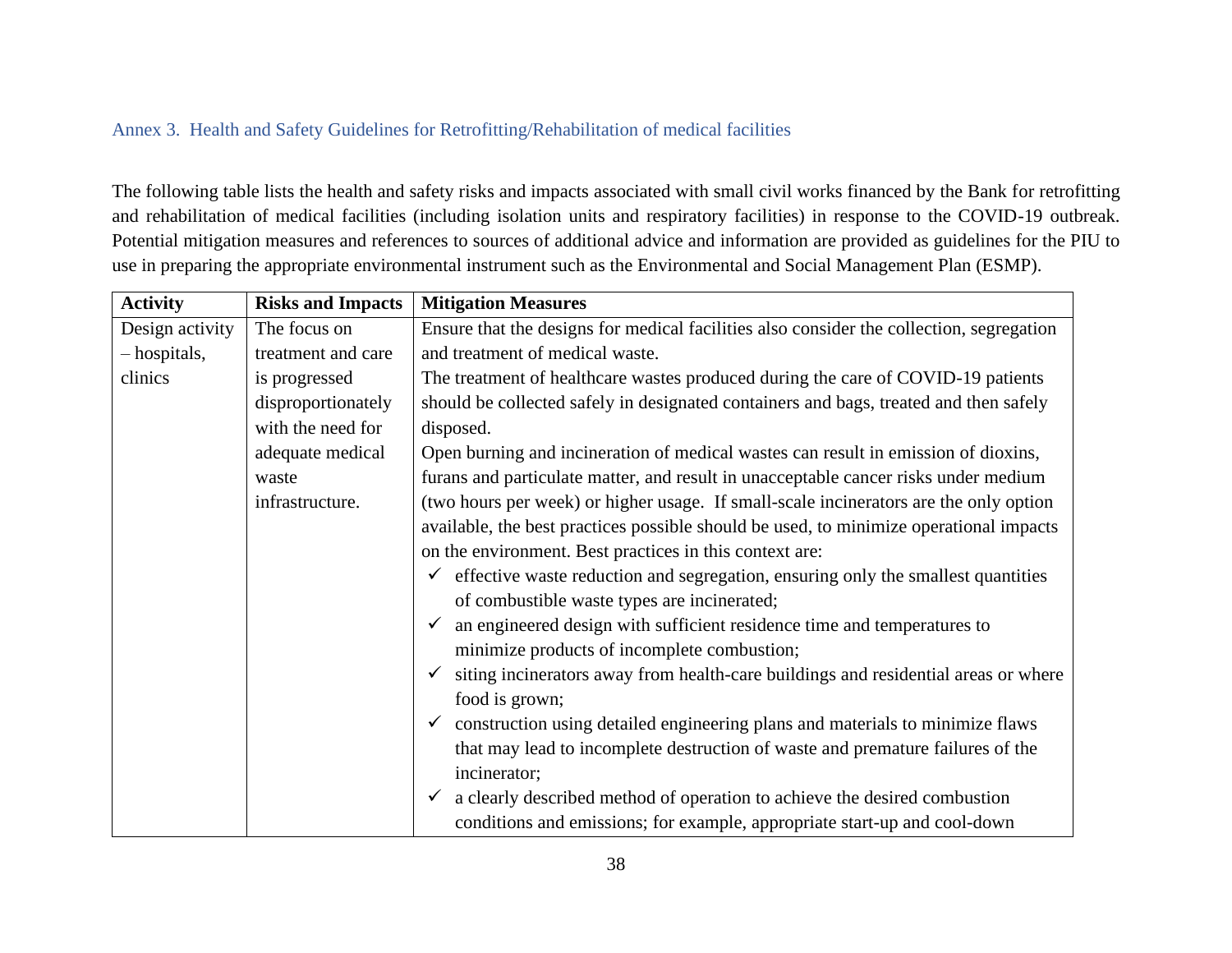## Annex 3. Health and Safety Guidelines for Retrofitting/Rehabilitation of medical facilities

The following table lists the health and safety risks and impacts associated with small civil works financed by the Bank for retrofitting and rehabilitation of medical facilities (including isolation units and respiratory facilities) in response to the COVID-19 outbreak. Potential mitigation measures and references to sources of additional advice and information are provided as guidelines for the PIU to use in preparing the appropriate environmental instrument such as the Environmental and Social Management Plan (ESMP).

| Activity | Risks and Impacts | Mitigation Measures |
|---|---|---|
| Design activity – hospitals, clinics | The focus on treatment and care is progressed disproportionately with the need for adequate medical waste infrastructure. | Ensure that the designs for medical facilities also consider the collection, segregation and treatment of medical waste.<br>The treatment of healthcare wastes produced during the care of COVID-19 patients should be collected safely in designated containers and bags, treated and then safely disposed.<br>Open burning and incineration of medical wastes can result in emission of dioxins, furans and particulate matter, and result in unacceptable cancer risks under medium (two hours per week) or higher usage. If small-scale incinerators are the only option available, the best practices possible should be used, to minimize operational impacts on the environment. Best practices in this context are:<br>✓ effective waste reduction and segregation, ensuring only the smallest quantities of combustible waste types are incinerated;<br>✓ an engineered design with sufficient residence time and temperatures to minimize products of incomplete combustion;<br>✓ siting incinerators away from health-care buildings and residential areas or where food is grown;<br>✓ construction using detailed engineering plans and materials to minimize flaws that may lead to incomplete destruction of waste and premature failures of the incinerator;<br>✓ a clearly described method of operation to achieve the desired combustion conditions and emissions; for example, appropriate start-up and cool-down |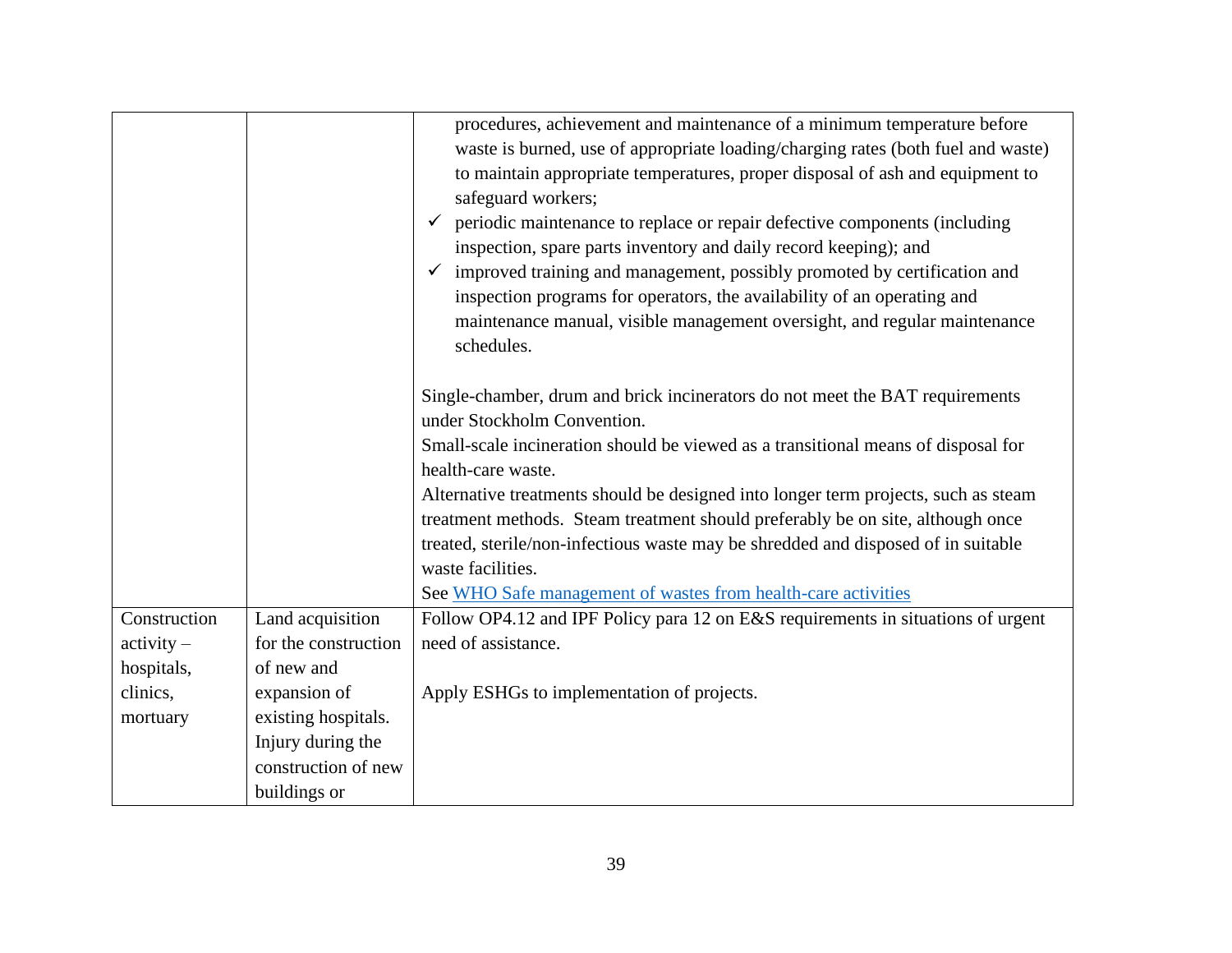| | | |
|---|---|---|
| | | procedures, achievement and maintenance of a minimum temperature before waste is burned, use of appropriate loading/charging rates (both fuel and waste) to maintain appropriate temperatures, proper disposal of ash and equipment to safeguard workers;<br>✓ periodic maintenance to replace or repair defective components (including inspection, spare parts inventory and daily record keeping); and<br>✓ improved training and management, possibly promoted by certification and inspection programs for operators, the availability of an operating and maintenance manual, visible management oversight, and regular maintenance schedules.<br><br>Single-chamber, drum and brick incinerators do not meet the BAT requirements under Stockholm Convention.<br>Small-scale incineration should be viewed as a transitional means of disposal for health-care waste.<br>Alternative treatments should be designed into longer term projects, such as steam treatment methods. Steam treatment should preferably be on site, although once treated, sterile/non-infectious waste may be shredded and disposed of in suitable waste facilities.<br>See [WHO Safe management of wastes from health-care activities]() |
| Construction activity – hospitals, clinics, mortuary | Land acquisition for the construction of new and expansion of existing hospitals. Injury during the construction of new buildings or | Follow OP4.12 and IPF Policy para 12 on E&S requirements in situations of urgent need of assistance.<br><br>Apply ESHGs to implementation of projects. |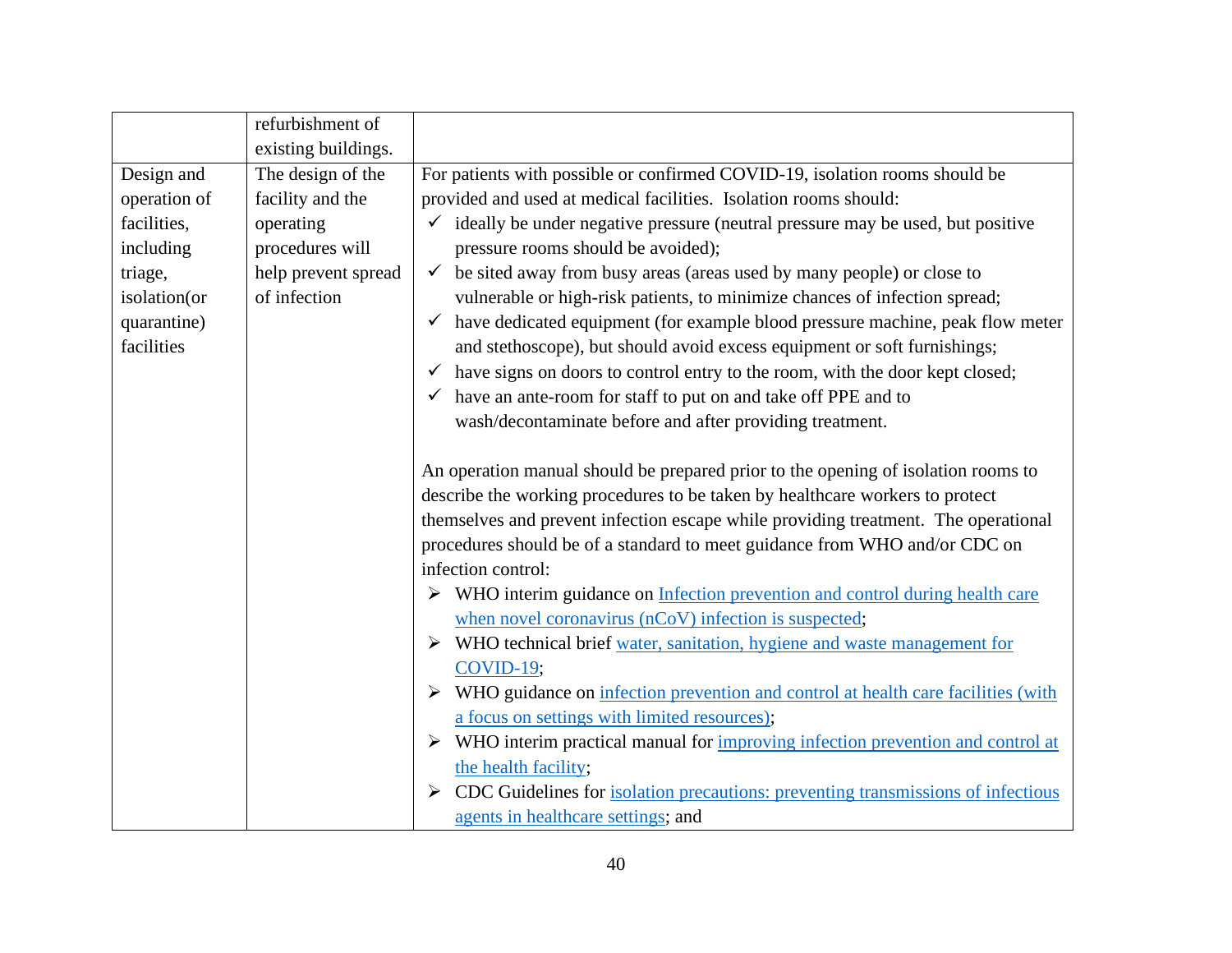| | | |
|---|---|---|
| | refurbishment of existing buildings. | |
| Design and operation of facilities, including triage, isolation(or quarantine) facilities | The design of the facility and the operating procedures will help prevent spread of infection | For patients with possible or confirmed COVID-19, isolation rooms should be provided and used at medical facilities. Isolation rooms should:<br>✓ ideally be under negative pressure (neutral pressure may be used, but positive pressure rooms should be avoided);<br>✓ be sited away from busy areas (areas used by many people) or close to vulnerable or high-risk patients, to minimize chances of infection spread;<br>✓ have dedicated equipment (for example blood pressure machine, peak flow meter and stethoscope), but should avoid excess equipment or soft furnishings;<br>✓ have signs on doors to control entry to the room, with the door kept closed;<br>✓ have an ante-room for staff to put on and take off PPE and to wash/decontaminate before and after providing treatment.<br><br>An operation manual should be prepared prior to the opening of isolation rooms to describe the working procedures to be taken by healthcare workers to protect themselves and prevent infection escape while providing treatment. The operational procedures should be of a standard to meet guidance from WHO and/or CDC on infection control:<br>➢ WHO interim guidance on Infection prevention and control during health care when novel coronavirus (nCoV) infection is suspected;<br>➢ WHO technical brief water, sanitation, hygiene and waste management for COVID-19;<br>➢ WHO guidance on infection prevention and control at health care facilities (with a focus on settings with limited resources);<br>➢ WHO interim practical manual for improving infection prevention and control at the health facility;<br>➢ CDC Guidelines for isolation precautions: preventing transmissions of infectious agents in healthcare settings; and |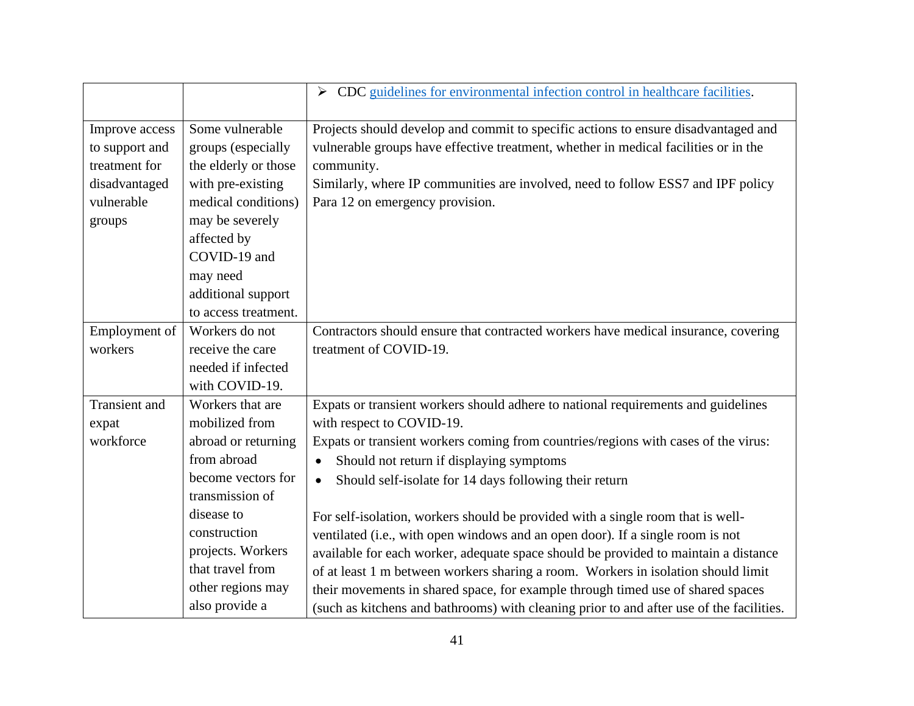| | | |
|---|---|---|
| | | ➢ CDC guidelines for environmental infection control in healthcare facilities. |
| Improve access to support and treatment for disadvantaged vulnerable groups | Some vulnerable groups (especially the elderly or those with pre-existing medical conditions) may be severely affected by COVID-19 and may need additional support to access treatment. | Projects should develop and commit to specific actions to ensure disadvantaged and vulnerable groups have effective treatment, whether in medical facilities or in the community.<br>Similarly, where IP communities are involved, need to follow ESS7 and IPF policy Para 12 on emergency provision. |
| Employment of workers | Workers do not receive the care needed if infected with COVID-19. | Contractors should ensure that contracted workers have medical insurance, covering treatment of COVID-19. |
| Transient and expat workforce | Workers that are mobilized from abroad or returning from abroad become vectors for transmission of disease to construction projects. Workers that travel from other regions may also provide a | Expats or transient workers should adhere to national requirements and guidelines with respect to COVID-19.<br>Expats or transient workers coming from countries/regions with cases of the virus:<br>• Should not return if displaying symptoms<br>• Should self-isolate for 14 days following their return<br><br>For self-isolation, workers should be provided with a single room that is well-ventilated (i.e., with open windows and an open door). If a single room is not available for each worker, adequate space should be provided to maintain a distance of at least 1 m between workers sharing a room. Workers in isolation should limit their movements in shared space, for example through timed use of shared spaces (such as kitchens and bathrooms) with cleaning prior to and after use of the facilities. |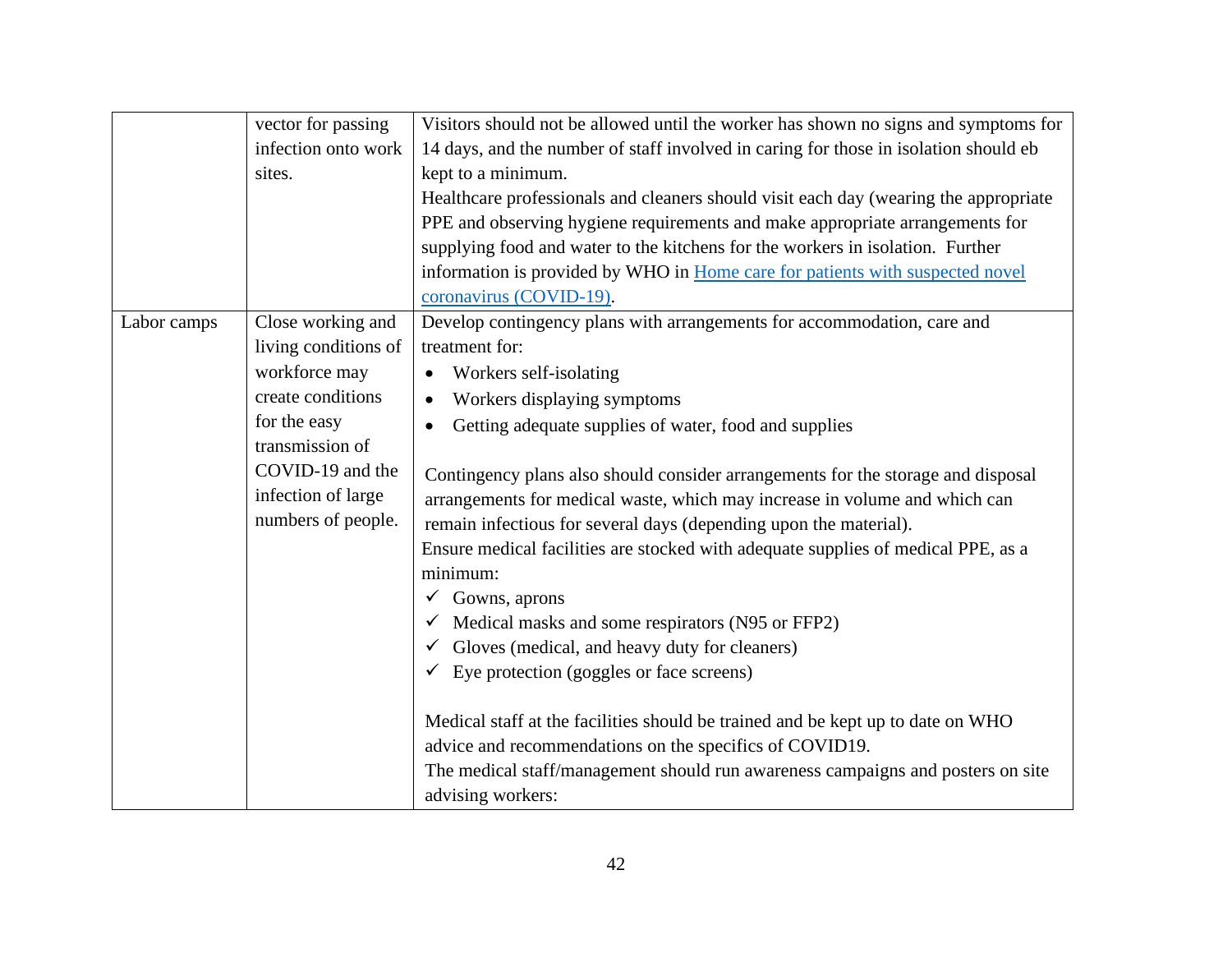| | | |
|---|---|---|
| | vector for passing infection onto work sites. | Visitors should not be allowed until the worker has shown no signs and symptoms for 14 days, and the number of staff involved in caring for those in isolation should eb kept to a minimum.<br>Healthcare professionals and cleaners should visit each day (wearing the appropriate PPE and observing hygiene requirements and make appropriate arrangements for supplying food and water to the kitchens for the workers in isolation. Further information is provided by WHO in [Home care for patients with suspected novel coronavirus (COVID-19)](). |
| Labor camps | Close working and living conditions of workforce may create conditions for the easy transmission of COVID-19 and the infection of large numbers of people. | Develop contingency plans with arrangements for accommodation, care and treatment for:<br>• Workers self-isolating<br>• Workers displaying symptoms<br>• Getting adequate supplies of water, food and supplies<br><br>Contingency plans also should consider arrangements for the storage and disposal arrangements for medical waste, which may increase in volume and which can remain infectious for several days (depending upon the material).<br>Ensure medical facilities are stocked with adequate supplies of medical PPE, as a minimum:<br>✓ Gowns, aprons<br>✓ Medical masks and some respirators (N95 or FFP2)<br>✓ Gloves (medical, and heavy duty for cleaners)<br>✓ Eye protection (goggles or face screens)<br><br>Medical staff at the facilities should be trained and be kept up to date on WHO advice and recommendations on the specifics of COVID19.<br>The medical staff/management should run awareness campaigns and posters on site advising workers: |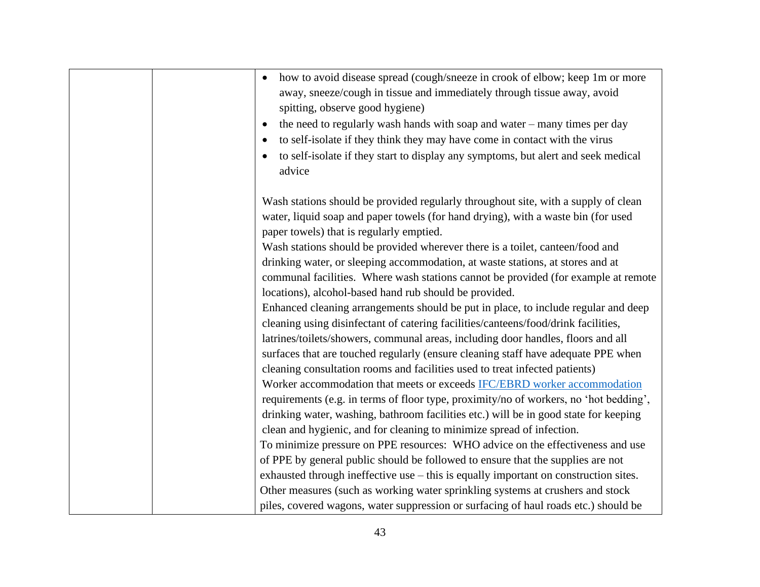| | | <ul><li>how to avoid disease spread (cough/sneeze in crook of elbow; keep 1m or more away, sneeze/cough in tissue and immediately through tissue away, avoid spitting, observe good hygiene)</li><li>the need to regularly wash hands with soap and water – many times per day</li><li>to self-isolate if they think they may have come in contact with the virus</li><li>to self-isolate if they start to display any symptoms, but alert and seek medical advice</li></ul><br>Wash stations should be provided regularly throughout site, with a supply of clean water, liquid soap and paper towels (for hand drying), with a waste bin (for used paper towels) that is regularly emptied.<br>Wash stations should be provided wherever there is a toilet, canteen/food and drinking water, or sleeping accommodation, at waste stations, at stores and at communal facilities. Where wash stations cannot be provided (for example at remote locations), alcohol-based hand rub should be provided.<br>Enhanced cleaning arrangements should be put in place, to include regular and deep cleaning using disinfectant of catering facilities/canteens/food/drink facilities, latrines/toilets/showers, communal areas, including door handles, floors and all surfaces that are touched regularly (ensure cleaning staff have adequate PPE when cleaning consultation rooms and facilities used to treat infected patients)<br>Worker accommodation that meets or exceeds IFC/EBRD worker accommodation requirements (e.g. in terms of floor type, proximity/no of workers, no 'hot bedding', drinking water, washing, bathroom facilities etc.) will be in good state for keeping clean and hygienic, and for cleaning to minimize spread of infection.<br>To minimize pressure on PPE resources: WHO advice on the effectiveness and use of PPE by general public should be followed to ensure that the supplies are not exhausted through ineffective use – this is equally important on construction sites.<br>Other measures (such as working water sprinkling systems at crushers and stock piles, covered wagons, water suppression or surfacing of haul roads etc.) should be |
|---|---|---|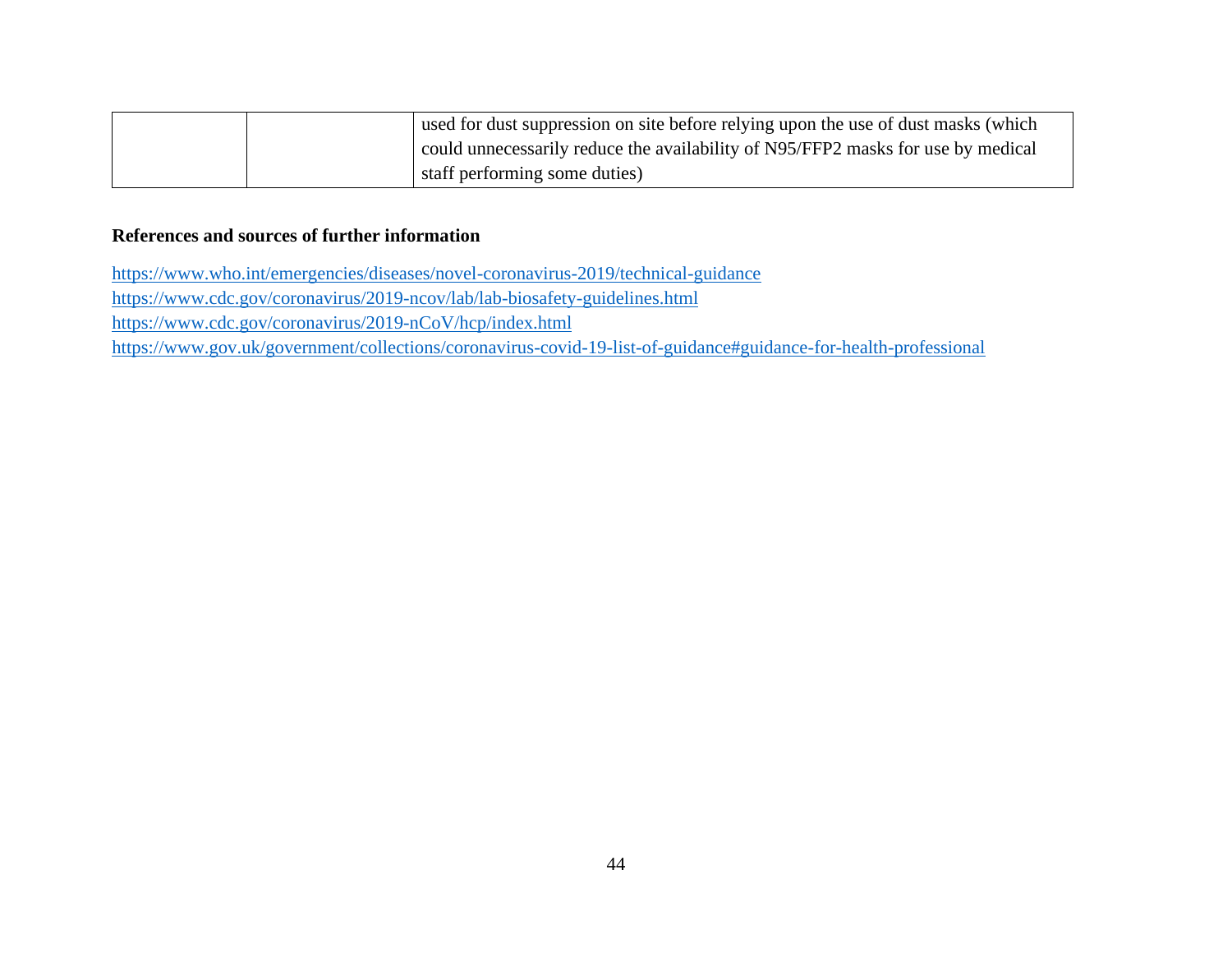| | | |
|---|---|---|
| | | used for dust suppression on site before relying upon the use of dust masks (which could unnecessarily reduce the availability of N95/FFP2 masks for use by medical staff performing some duties) |

**References and sources of further information**

https://www.who.int/emergencies/diseases/novel-coronavirus-2019/technical-guidance
https://www.cdc.gov/coronavirus/2019-ncov/lab/lab-biosafety-guidelines.html
https://www.cdc.gov/coronavirus/2019-nCoV/hcp/index.html
https://www.gov.uk/government/collections/coronavirus-covid-19-list-of-guidance#guidance-for-health-professional